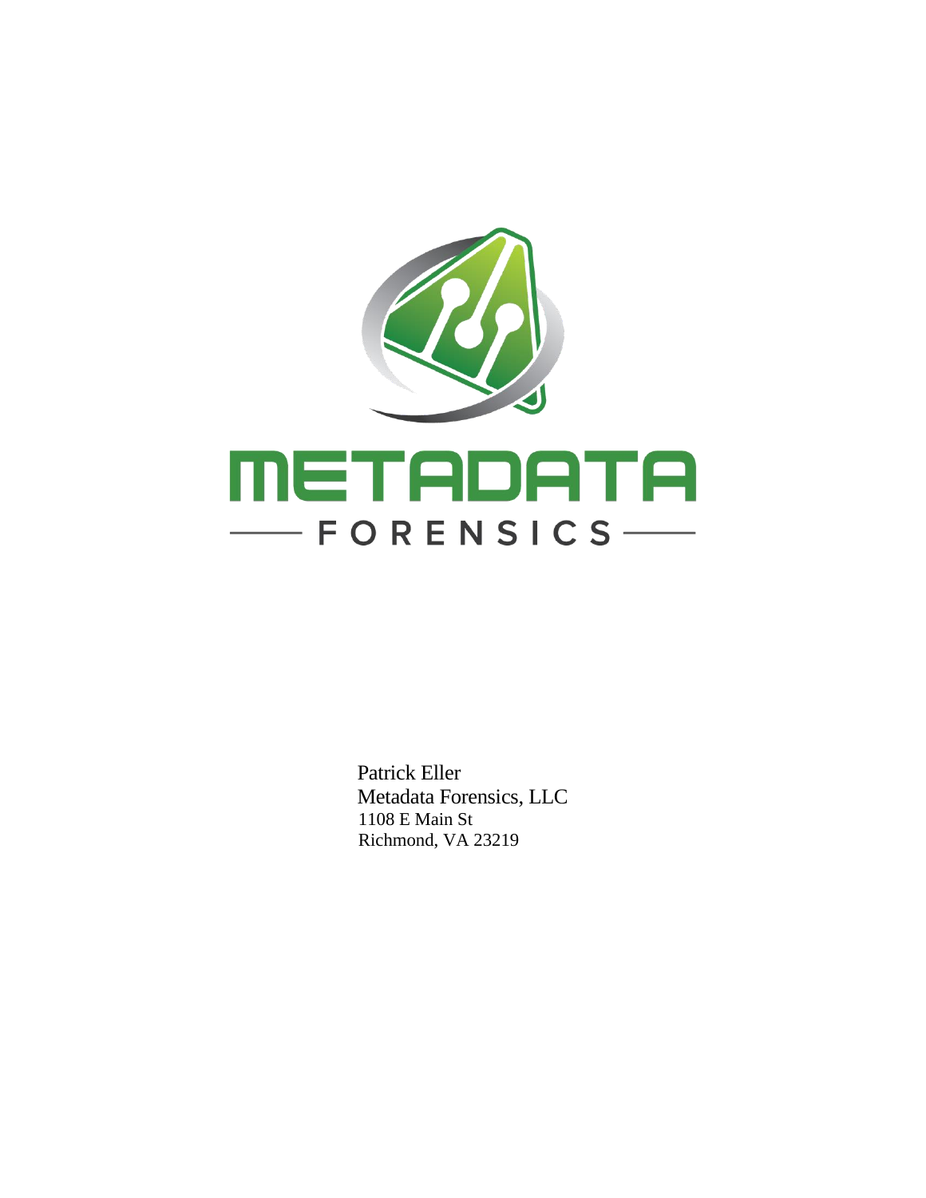METADATA

FORENSICS

Patrick Eller
Metadata Forensics, LLC
1108 E Main St
Richmond, VA 23219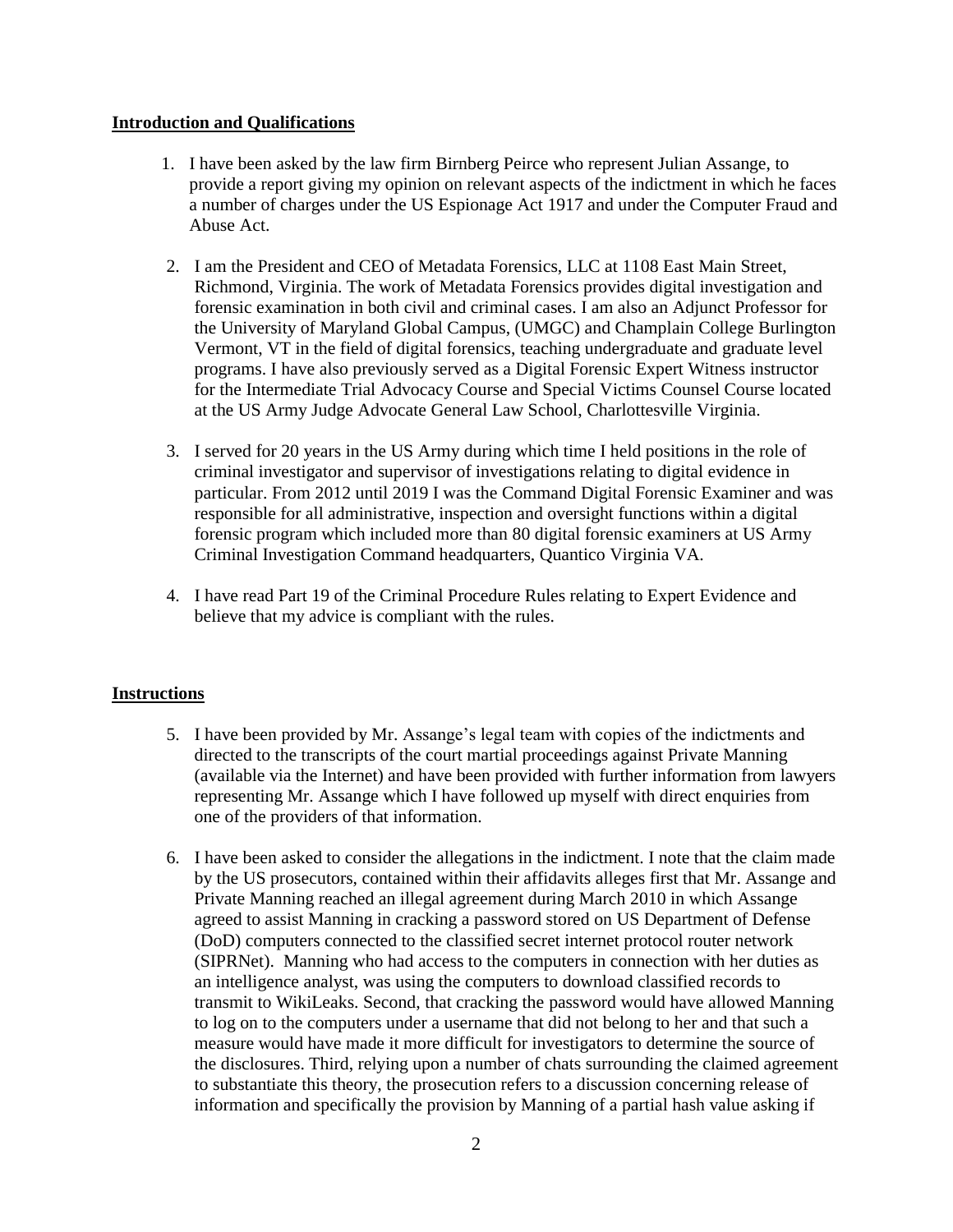## Introduction and Qualifications

1. I have been asked by the law firm Birnberg Peirce who represent Julian Assange, to provide a report giving my opinion on relevant aspects of the indictment in which he faces a number of charges under the US Espionage Act 1917 and under the Computer Fraud and Abuse Act.

2. I am the President and CEO of Metadata Forensics, LLC at 1108 East Main Street, Richmond, Virginia. The work of Metadata Forensics provides digital investigation and forensic examination in both civil and criminal cases. I am also an Adjunct Professor for the University of Maryland Global Campus, (UMGC) and Champlain College Burlington Vermont, VT in the field of digital forensics, teaching undergraduate and graduate level programs. I have also previously served as a Digital Forensic Expert Witness instructor for the Intermediate Trial Advocacy Course and Special Victims Counsel Course located at the US Army Judge Advocate General Law School, Charlottesville Virginia.

3. I served for 20 years in the US Army during which time I held positions in the role of criminal investigator and supervisor of investigations relating to digital evidence in particular. From 2012 until 2019 I was the Command Digital Forensic Examiner and was responsible for all administrative, inspection and oversight functions within a digital forensic program which included more than 80 digital forensic examiners at US Army Criminal Investigation Command headquarters, Quantico Virginia VA.

4. I have read Part 19 of the Criminal Procedure Rules relating to Expert Evidence and believe that my advice is compliant with the rules.

## Instructions

5. I have been provided by Mr. Assange's legal team with copies of the indictments and directed to the transcripts of the court martial proceedings against Private Manning (available via the Internet) and have been provided with further information from lawyers representing Mr. Assange which I have followed up myself with direct enquiries from one of the providers of that information.

6. I have been asked to consider the allegations in the indictment. I note that the claim made by the US prosecutors, contained within their affidavits alleges first that Mr. Assange and Private Manning reached an illegal agreement during March 2010 in which Assange agreed to assist Manning in cracking a password stored on US Department of Defense (DoD) computers connected to the classified secret internet protocol router network (SIPRNet). Manning who had access to the computers in connection with her duties as an intelligence analyst, was using the computers to download classified records to transmit to WikiLeaks. Second, that cracking the password would have allowed Manning to log on to the computers under a username that did not belong to her and that such a measure would have made it more difficult for investigators to determine the source of the disclosures. Third, relying upon a number of chats surrounding the claimed agreement to substantiate this theory, the prosecution refers to a discussion concerning release of information and specifically the provision by Manning of a partial hash value asking if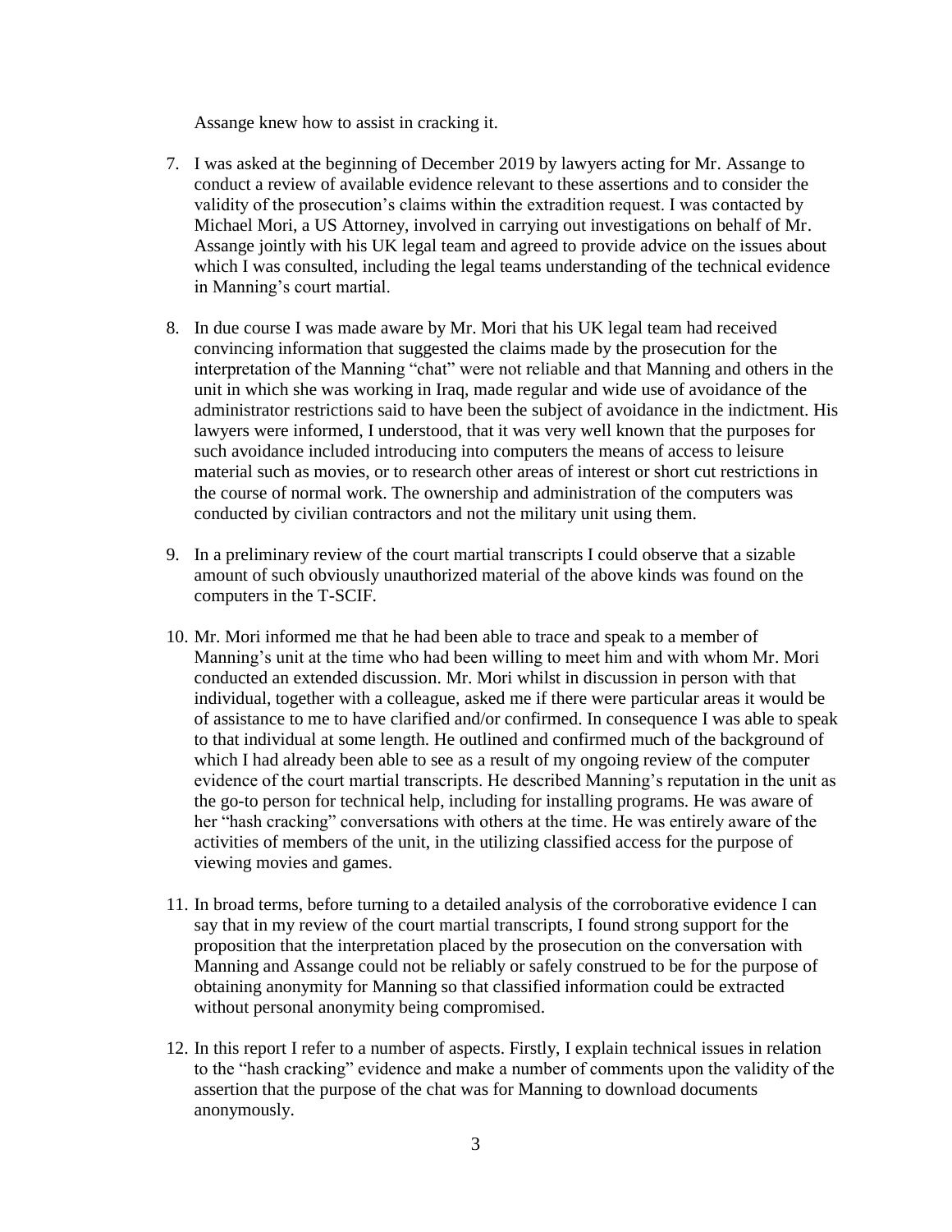Assange knew how to assist in cracking it.

7. I was asked at the beginning of December 2019 by lawyers acting for Mr. Assange to conduct a review of available evidence relevant to these assertions and to consider the validity of the prosecution's claims within the extradition request. I was contacted by Michael Mori, a US Attorney, involved in carrying out investigations on behalf of Mr. Assange jointly with his UK legal team and agreed to provide advice on the issues about which I was consulted, including the legal teams understanding of the technical evidence in Manning's court martial.

8. In due course I was made aware by Mr. Mori that his UK legal team had received convincing information that suggested the claims made by the prosecution for the interpretation of the Manning "chat" were not reliable and that Manning and others in the unit in which she was working in Iraq, made regular and wide use of avoidance of the administrator restrictions said to have been the subject of avoidance in the indictment. His lawyers were informed, I understood, that it was very well known that the purposes for such avoidance included introducing into computers the means of access to leisure material such as movies, or to research other areas of interest or short cut restrictions in the course of normal work. The ownership and administration of the computers was conducted by civilian contractors and not the military unit using them.

9. In a preliminary review of the court martial transcripts I could observe that a sizable amount of such obviously unauthorized material of the above kinds was found on the computers in the T-SCIF.

10. Mr. Mori informed me that he had been able to trace and speak to a member of Manning's unit at the time who had been willing to meet him and with whom Mr. Mori conducted an extended discussion. Mr. Mori whilst in discussion in person with that individual, together with a colleague, asked me if there were particular areas it would be of assistance to me to have clarified and/or confirmed. In consequence I was able to speak to that individual at some length. He outlined and confirmed much of the background of which I had already been able to see as a result of my ongoing review of the computer evidence of the court martial transcripts. He described Manning's reputation in the unit as the go-to person for technical help, including for installing programs. He was aware of her "hash cracking" conversations with others at the time. He was entirely aware of the activities of members of the unit, in the utilizing classified access for the purpose of viewing movies and games.

11. In broad terms, before turning to a detailed analysis of the corroborative evidence I can say that in my review of the court martial transcripts, I found strong support for the proposition that the interpretation placed by the prosecution on the conversation with Manning and Assange could not be reliably or safely construed to be for the purpose of obtaining anonymity for Manning so that classified information could be extracted without personal anonymity being compromised.

12. In this report I refer to a number of aspects. Firstly, I explain technical issues in relation to the "hash cracking" evidence and make a number of comments upon the validity of the assertion that the purpose of the chat was for Manning to download documents anonymously.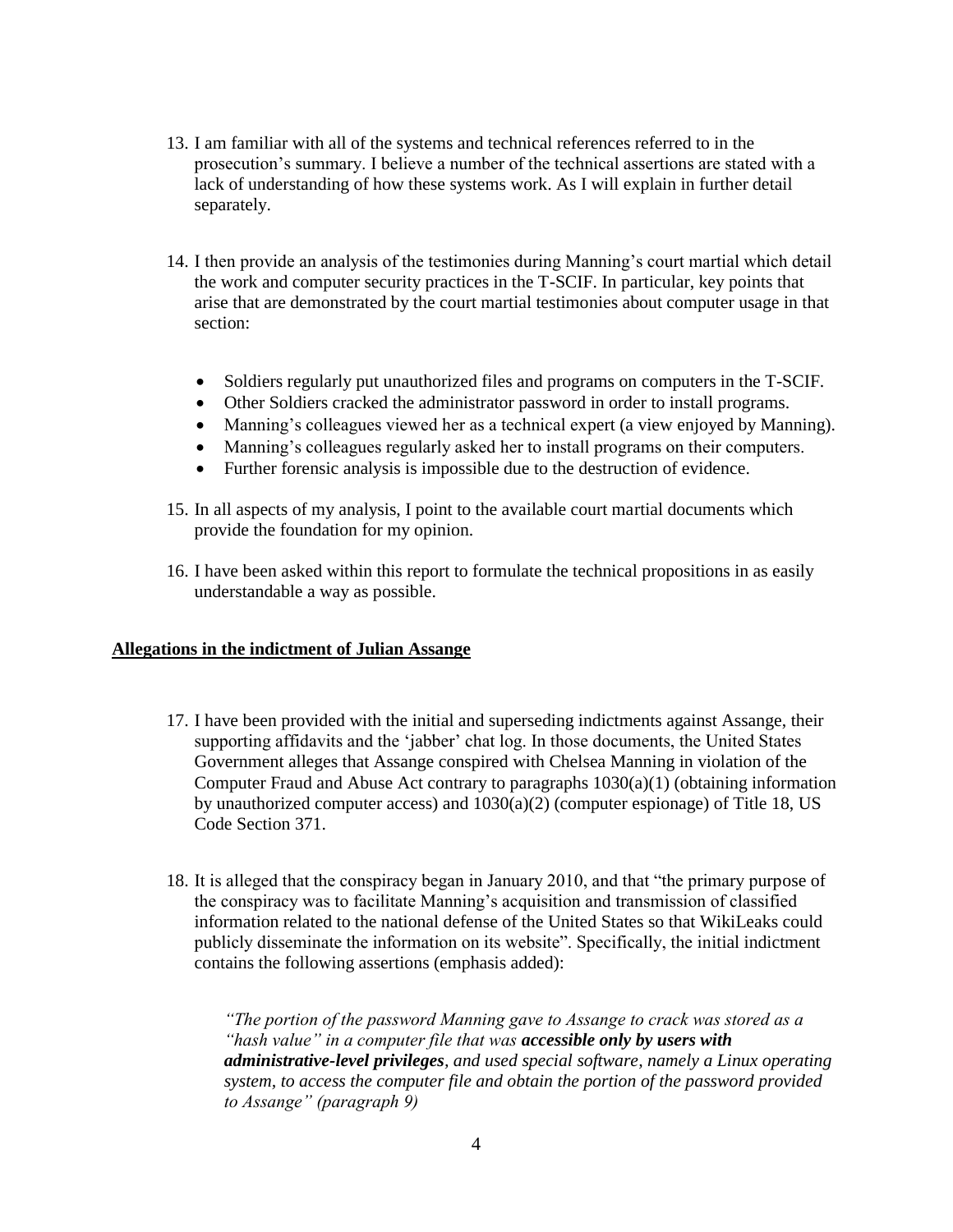13. I am familiar with all of the systems and technical references referred to in the prosecution's summary. I believe a number of the technical assertions are stated with a lack of understanding of how these systems work. As I will explain in further detail separately.

14. I then provide an analysis of the testimonies during Manning's court martial which detail the work and computer security practices in the T-SCIF. In particular, key points that arise that are demonstrated by the court martial testimonies about computer usage in that section:

    - Soldiers regularly put unauthorized files and programs on computers in the T-SCIF.
    - Other Soldiers cracked the administrator password in order to install programs.
    - Manning's colleagues viewed her as a technical expert (a view enjoyed by Manning).
    - Manning's colleagues regularly asked her to install programs on their computers.
    - Further forensic analysis is impossible due to the destruction of evidence.

15. In all aspects of my analysis, I point to the available court martial documents which provide the foundation for my opinion.

16. I have been asked within this report to formulate the technical propositions in as easily understandable a way as possible.

## Allegations in the indictment of Julian Assange

17. I have been provided with the initial and superseding indictments against Assange, their supporting affidavits and the 'jabber' chat log. In those documents, the United States Government alleges that Assange conspired with Chelsea Manning in violation of the Computer Fraud and Abuse Act contrary to paragraphs 1030(a)(1) (obtaining information by unauthorized computer access) and 1030(a)(2) (computer espionage) of Title 18, US Code Section 371.

18. It is alleged that the conspiracy began in January 2010, and that "the primary purpose of the conspiracy was to facilitate Manning's acquisition and transmission of classified information related to the national defense of the United States so that WikiLeaks could publicly disseminate the information on its website". Specifically, the initial indictment contains the following assertions (emphasis added):

    *"The portion of the password Manning gave to Assange to crack was stored as a "hash value" in a computer file that was* ***accessible only by users with administrative-level privileges****, and used special software, namely a Linux operating system, to access the computer file and obtain the portion of the password provided to Assange" (paragraph 9)*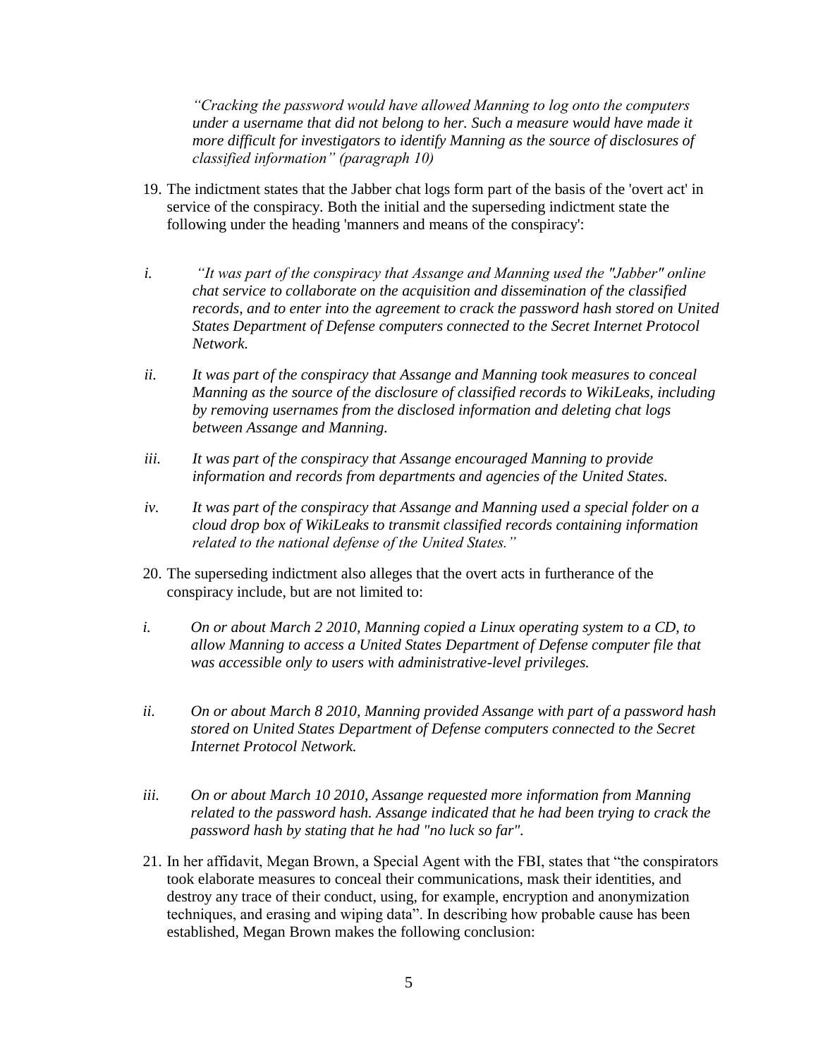*"Cracking the password would have allowed Manning to log onto the computers under a username that did not belong to her. Such a measure would have made it more difficult for investigators to identify Manning as the source of disclosures of classified information" (paragraph 10)*

19. The indictment states that the Jabber chat logs form part of the basis of the 'overt act' in service of the conspiracy. Both the initial and the superseding indictment state the following under the heading 'manners and means of the conspiracy':

*i. "It was part of the conspiracy that Assange and Manning used the "Jabber" online chat service to collaborate on the acquisition and dissemination of the classified records, and to enter into the agreement to crack the password hash stored on United States Department of Defense computers connected to the Secret Internet Protocol Network.*

*ii. It was part of the conspiracy that Assange and Manning took measures to conceal Manning as the source of the disclosure of classified records to WikiLeaks, including by removing usernames from the disclosed information and deleting chat logs between Assange and Manning.*

*iii. It was part of the conspiracy that Assange encouraged Manning to provide information and records from departments and agencies of the United States.*

*iv. It was part of the conspiracy that Assange and Manning used a special folder on a cloud drop box of WikiLeaks to transmit classified records containing information related to the national defense of the United States."*

20. The superseding indictment also alleges that the overt acts in furtherance of the conspiracy include, but are not limited to:

*i. On or about March 2 2010, Manning copied a Linux operating system to a CD, to allow Manning to access a United States Department of Defense computer file that was accessible only to users with administrative-level privileges.*

*ii. On or about March 8 2010, Manning provided Assange with part of a password hash stored on United States Department of Defense computers connected to the Secret Internet Protocol Network.*

*iii. On or about March 10 2010, Assange requested more information from Manning related to the password hash. Assange indicated that he had been trying to crack the password hash by stating that he had "no luck so far".*

21. In her affidavit, Megan Brown, a Special Agent with the FBI, states that "the conspirators took elaborate measures to conceal their communications, mask their identities, and destroy any trace of their conduct, using, for example, encryption and anonymization techniques, and erasing and wiping data". In describing how probable cause has been established, Megan Brown makes the following conclusion: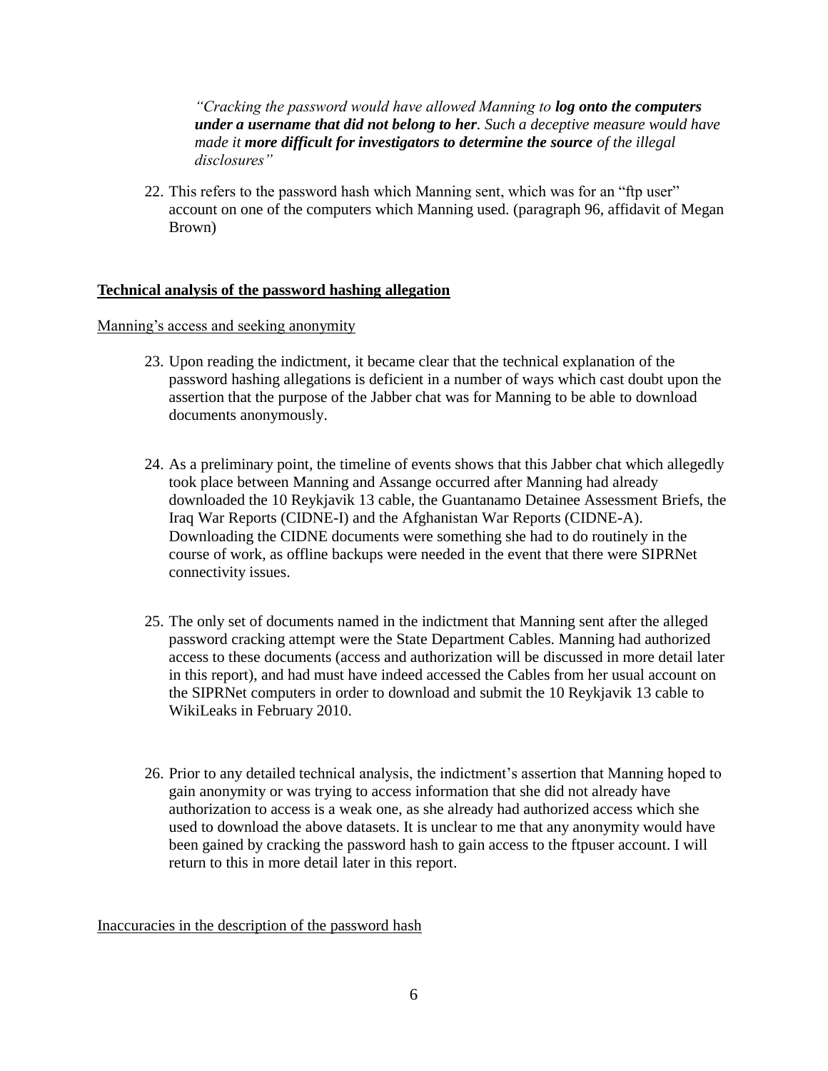> *"Cracking the password would have allowed Manning to **log onto the computers under a username that did not belong to her**. Such a deceptive measure would have made it **more difficult for investigators to determine the source** of the illegal disclosures"*

22. This refers to the password hash which Manning sent, which was for an "ftp user" account on one of the computers which Manning used. (paragraph 96, affidavit of Megan Brown)

<u>**Technical analysis of the password hashing allegation**</u>

<u>Manning's access and seeking anonymity</u>

23. Upon reading the indictment, it became clear that the technical explanation of the password hashing allegations is deficient in a number of ways which cast doubt upon the assertion that the purpose of the Jabber chat was for Manning to be able to download documents anonymously.

24. As a preliminary point, the timeline of events shows that this Jabber chat which allegedly took place between Manning and Assange occurred after Manning had already downloaded the 10 Reykjavik 13 cable, the Guantanamo Detainee Assessment Briefs, the Iraq War Reports (CIDNE-I) and the Afghanistan War Reports (CIDNE-A). Downloading the CIDNE documents were something she had to do routinely in the course of work, as offline backups were needed in the event that there were SIPRNet connectivity issues.

25. The only set of documents named in the indictment that Manning sent after the alleged password cracking attempt were the State Department Cables. Manning had authorized access to these documents (access and authorization will be discussed in more detail later in this report), and had must have indeed accessed the Cables from her usual account on the SIPRNet computers in order to download and submit the 10 Reykjavik 13 cable to WikiLeaks in February 2010.

26. Prior to any detailed technical analysis, the indictment's assertion that Manning hoped to gain anonymity or was trying to access information that she did not already have authorization to access is a weak one, as she already had authorized access which she used to download the above datasets. It is unclear to me that any anonymity would have been gained by cracking the password hash to gain access to the ftpuser account. I will return to this in more detail later in this report.

<u>Inaccuracies in the description of the password hash</u>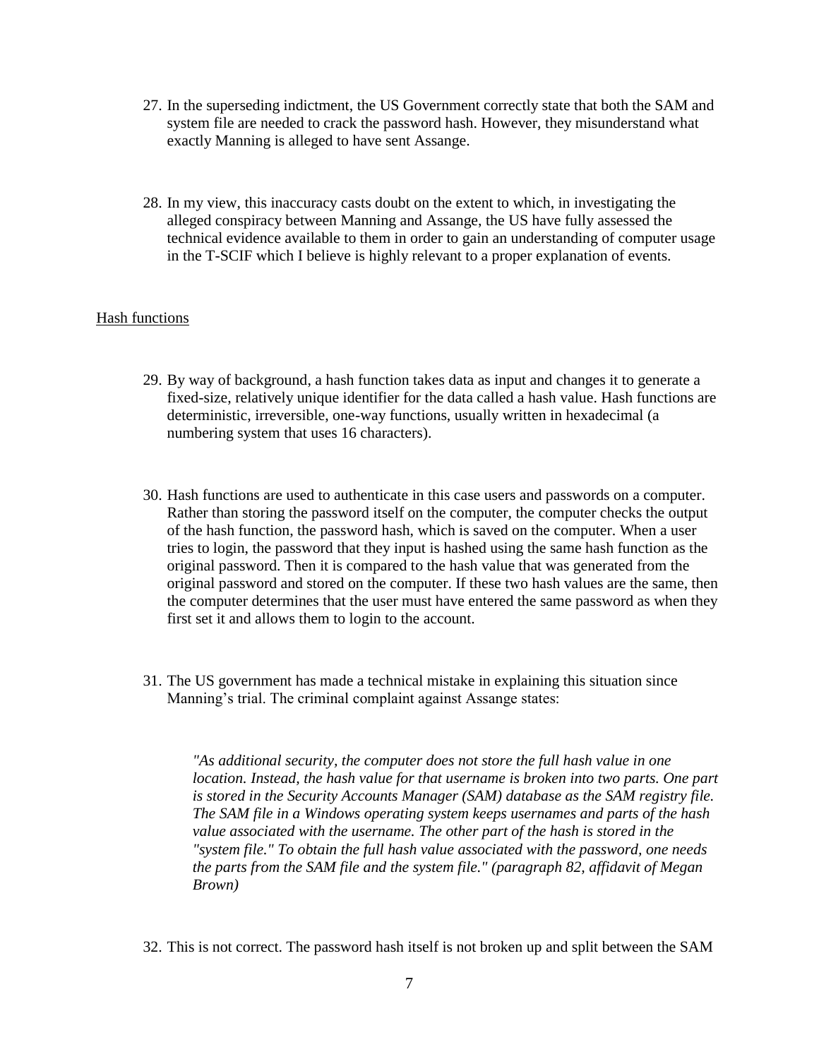27. In the superseding indictment, the US Government correctly state that both the SAM and system file are needed to crack the password hash. However, they misunderstand what exactly Manning is alleged to have sent Assange.

28. In my view, this inaccuracy casts doubt on the extent to which, in investigating the alleged conspiracy between Manning and Assange, the US have fully assessed the technical evidence available to them in order to gain an understanding of computer usage in the T-SCIF which I believe is highly relevant to a proper explanation of events.

<u>Hash functions</u>

29. By way of background, a hash function takes data as input and changes it to generate a fixed-size, relatively unique identifier for the data called a hash value. Hash functions are deterministic, irreversible, one-way functions, usually written in hexadecimal (a numbering system that uses 16 characters).

30. Hash functions are used to authenticate in this case users and passwords on a computer. Rather than storing the password itself on the computer, the computer checks the output of the hash function, the password hash, which is saved on the computer. When a user tries to login, the password that they input is hashed using the same hash function as the original password. Then it is compared to the hash value that was generated from the original password and stored on the computer. If these two hash values are the same, then the computer determines that the user must have entered the same password as when they first set it and allows them to login to the account.

31. The US government has made a technical mistake in explaining this situation since Manning's trial. The criminal complaint against Assange states:

    *"As additional security, the computer does not store the full hash value in one location. Instead, the hash value for that username is broken into two parts. One part is stored in the Security Accounts Manager (SAM) database as the SAM registry file. The SAM file in a Windows operating system keeps usernames and parts of the hash value associated with the username. The other part of the hash is stored in the "system file." To obtain the full hash value associated with the password, one needs the parts from the SAM file and the system file." (paragraph 82, affidavit of Megan Brown)*

32. This is not correct. The password hash itself is not broken up and split between the SAM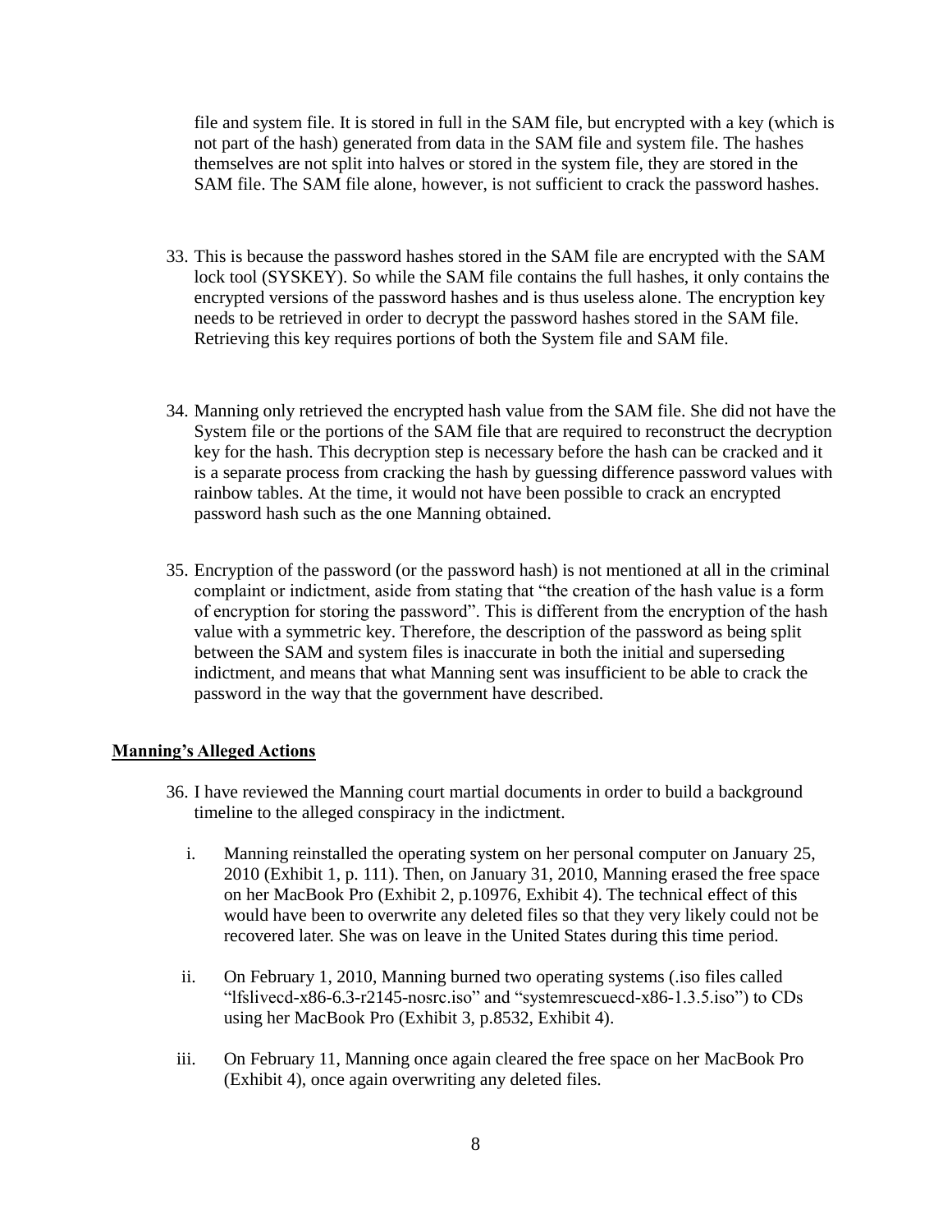file and system file. It is stored in full in the SAM file, but encrypted with a key (which is not part of the hash) generated from data in the SAM file and system file. The hashes themselves are not split into halves or stored in the system file, they are stored in the SAM file. The SAM file alone, however, is not sufficient to crack the password hashes.

33. This is because the password hashes stored in the SAM file are encrypted with the SAM lock tool (SYSKEY). So while the SAM file contains the full hashes, it only contains the encrypted versions of the password hashes and is thus useless alone. The encryption key needs to be retrieved in order to decrypt the password hashes stored in the SAM file. Retrieving this key requires portions of both the System file and SAM file.

34. Manning only retrieved the encrypted hash value from the SAM file. She did not have the System file or the portions of the SAM file that are required to reconstruct the decryption key for the hash. This decryption step is necessary before the hash can be cracked and it is a separate process from cracking the hash by guessing difference password values with rainbow tables. At the time, it would not have been possible to crack an encrypted password hash such as the one Manning obtained.

35. Encryption of the password (or the password hash) is not mentioned at all in the criminal complaint or indictment, aside from stating that "the creation of the hash value is a form of encryption for storing the password". This is different from the encryption of the hash value with a symmetric key. Therefore, the description of the password as being split between the SAM and system files is inaccurate in both the initial and superseding indictment, and means that what Manning sent was insufficient to be able to crack the password in the way that the government have described.

**Manning's Alleged Actions**

36. I have reviewed the Manning court martial documents in order to build a background timeline to the alleged conspiracy in the indictment.

    i. Manning reinstalled the operating system on her personal computer on January 25, 2010 (Exhibit 1, p. 111). Then, on January 31, 2010, Manning erased the free space on her MacBook Pro (Exhibit 2, p.10976, Exhibit 4). The technical effect of this would have been to overwrite any deleted files so that they very likely could not be recovered later. She was on leave in the United States during this time period.

    ii. On February 1, 2010, Manning burned two operating systems (.iso files called "lfslivecd-x86-6.3-r2145-nosrc.iso" and "systemrescuecd-x86-1.3.5.iso") to CDs using her MacBook Pro (Exhibit 3, p.8532, Exhibit 4).

    iii. On February 11, Manning once again cleared the free space on her MacBook Pro (Exhibit 4), once again overwriting any deleted files.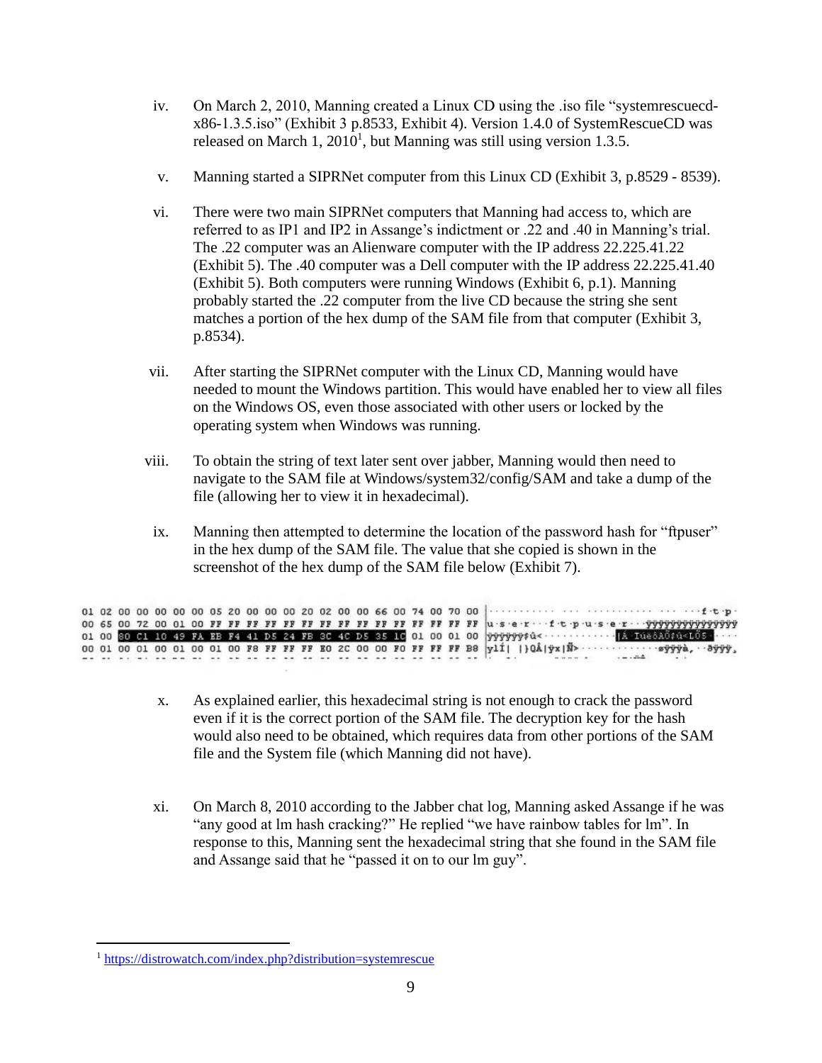iv. On March 2, 2010, Manning created a Linux CD using the .iso file "systemrescuecd-x86-1.3.5.iso" (Exhibit 3 p.8533, Exhibit 4). Version 1.4.0 of SystemRescueCD was released on March 1, 2010[1], but Manning was still using version 1.3.5.

v. Manning started a SIPRNet computer from this Linux CD (Exhibit 3, p.8529 - 8539).

vi. There were two main SIPRNet computers that Manning had access to, which are referred to as IP1 and IP2 in Assange's indictment or .22 and .40 in Manning's trial. The .22 computer was an Alienware computer with the IP address 22.225.41.22 (Exhibit 5). The .40 computer was a Dell computer with the IP address 22.225.41.40 (Exhibit 5). Both computers were running Windows (Exhibit 6, p.1). Manning probably started the .22 computer from the live CD because the string she sent matches a portion of the hex dump of the SAM file from that computer (Exhibit 3, p.8534).

vii. After starting the SIPRNet computer with the Linux CD, Manning would have needed to mount the Windows partition. This would have enabled her to view all files on the Windows OS, even those associated with other users or locked by the operating system when Windows was running.

viii. To obtain the string of text later sent over jabber, Manning would then need to navigate to the SAM file at Windows/system32/config/SAM and take a dump of the file (allowing her to view it in hexadecimal).

ix. Manning then attempted to determine the location of the password hash for "ftpuser" in the hex dump of the SAM file. The value that she copied is shown in the screenshot of the hex dump of the SAM file below (Exhibit 7).

```
01 02 00 00 00 00 00 05 20 00 00 00 20 02 00 00 66 00 74 00 70 00  ............ ...  ........ ...  ...f.t.p.
00 65 00 72 00 01 00 FF FF FF FF FF FF FF FF FF FF FF FF FF FF FF FF  u.s.e.r...f.t.p.u.s.e.r...ÿÿÿÿÿÿÿÿÿÿÿÿÿÿÿ
01 00 80 C1 10 49 FA EB F4 41 D5 24 FB 3C 4C D5 35 1C 01 00 01 00  ÿÿÿÿÿÿ‡û<............|Á IúëôAÕ$û<LÕ5.....
00 01 00 01 00 01 00 01 00 F8 FF FF FB E0 2C 00 00 F0 FF FF FF B8  ylÍ| |}QÂ|ÿx|Ñ>.............øÿÿà,..ðÿÿÿ,
```

x. As explained earlier, this hexadecimal string is not enough to crack the password even if it is the correct portion of the SAM file. The decryption key for the hash would also need to be obtained, which requires data from other portions of the SAM file and the System file (which Manning did not have).

xi. On March 8, 2010 according to the Jabber chat log, Manning asked Assange if he was "any good at lm hash cracking?" He replied "we have rainbow tables for lm". In response to this, Manning sent the hexadecimal string that she found in the SAM file and Assange said that he "passed it on to our lm guy".

---

[1] https://distrowatch.com/index.php?distribution=systemrescue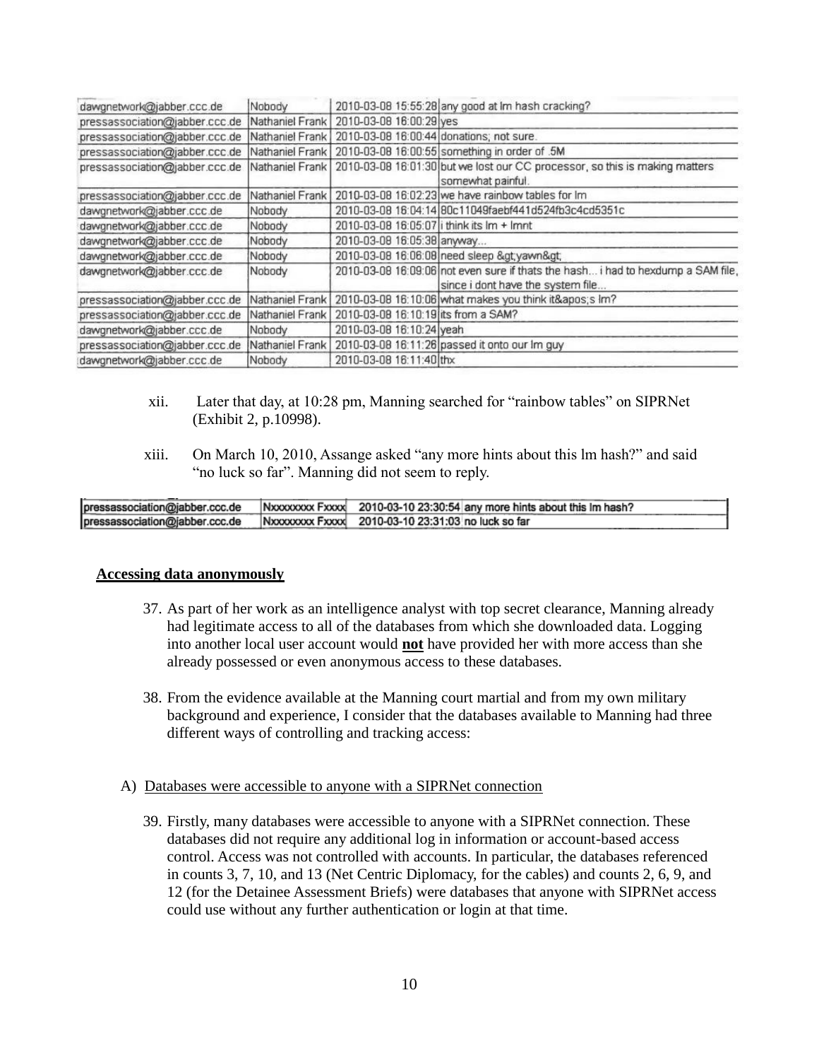| | | | |
|---|---|---|---|
| dawgnetwork@jabber.ccc.de | Nobody | 2010-03-08 15:55:28 | any good at lm hash cracking? |
| pressassociation@jabber.ccc.de | Nathaniel Frank | 2010-03-08 16:00:29 | yes |
| pressassociation@jabber.ccc.de | Nathaniel Frank | 2010-03-08 16:00:44 | donations; not sure. |
| pressassociation@jabber.ccc.de | Nathaniel Frank | 2010-03-08 16:00:55 | something in order of .5M |
| pressassociation@jabber.ccc.de | Nathaniel Frank | 2010-03-08 16:01:30 | but we lost our CC processor, so this is making matters somewhat painful. |
| pressassociation@jabber.ccc.de | Nathaniel Frank | 2010-03-08 16:02:23 | we have rainbow tables for lm |
| dawgnetwork@jabber.ccc.de | Nobody | 2010-03-08 16:04:14 | 80c11049faebf441d524fb3c4cd5351c |
| dawgnetwork@jabber.ccc.de | Nobody | 2010-03-08 16:05:07 | i think its lm + lmnt |
| dawgnetwork@jabber.ccc.de | Nobody | 2010-03-08 16:05:38 | anyway... |
| dawgnetwork@jabber.ccc.de | Nobody | 2010-03-08 16:06:08 | need sleep &gt;yawn&gt; |
| dawgnetwork@jabber.ccc.de | Nobody | 2010-03-08 16:09:06 | not even sure if thats the hash... i had to hexdump a SAM file, since i dont have the system file... |
| pressassociation@jabber.ccc.de | Nathaniel Frank | 2010-03-08 16:10:06 | what makes you think it&apos;s lm? |
| pressassociation@jabber.ccc.de | Nathaniel Frank | 2010-03-08 16:10:19 | its from a SAM? |
| dawgnetwork@jabber.ccc.de | Nobody | 2010-03-08 16:10:24 | yeah |
| pressassociation@jabber.ccc.de | Nathaniel Frank | 2010-03-08 16:11:26 | passed it onto our lm guy |
| dawgnetwork@jabber.ccc.de | Nobody | 2010-03-08 16:11:40 | thx |

xii. Later that day, at 10:28 pm, Manning searched for "rainbow tables" on SIPRNet (Exhibit 2, p.10998).

xiii. On March 10, 2010, Assange asked "any more hints about this lm hash?" and said "no luck so far". Manning did not seem to reply.

| | | | |
|---|---|---|---|
| pressassociation@jabber.ccc.de | Nxxxxxxxx Fxxxx | 2010-03-10 23:30:54 | any more hints about this lm hash? |
| pressassociation@jabber.ccc.de | Nxxxxxxxx Fxxxx | 2010-03-10 23:31:03 | no luck so far |

**Accessing data anonymously**

37. As part of her work as an intelligence analyst with top secret clearance, Manning already had legitimate access to all of the databases from which she downloaded data. Logging into another local user account would **not** have provided her with more access than she already possessed or even anonymous access to these databases.

38. From the evidence available at the Manning court martial and from my own military background and experience, I consider that the databases available to Manning had three different ways of controlling and tracking access:

A) Databases were accessible to anyone with a SIPRNet connection

39. Firstly, many databases were accessible to anyone with a SIPRNet connection. These databases did not require any additional log in information or account-based access control. Access was not controlled with accounts. In particular, the databases referenced in counts 3, 7, 10, and 13 (Net Centric Diplomacy, for the cables) and counts 2, 6, 9, and 12 (for the Detainee Assessment Briefs) were databases that anyone with SIPRNet access could use without any further authentication or login at that time.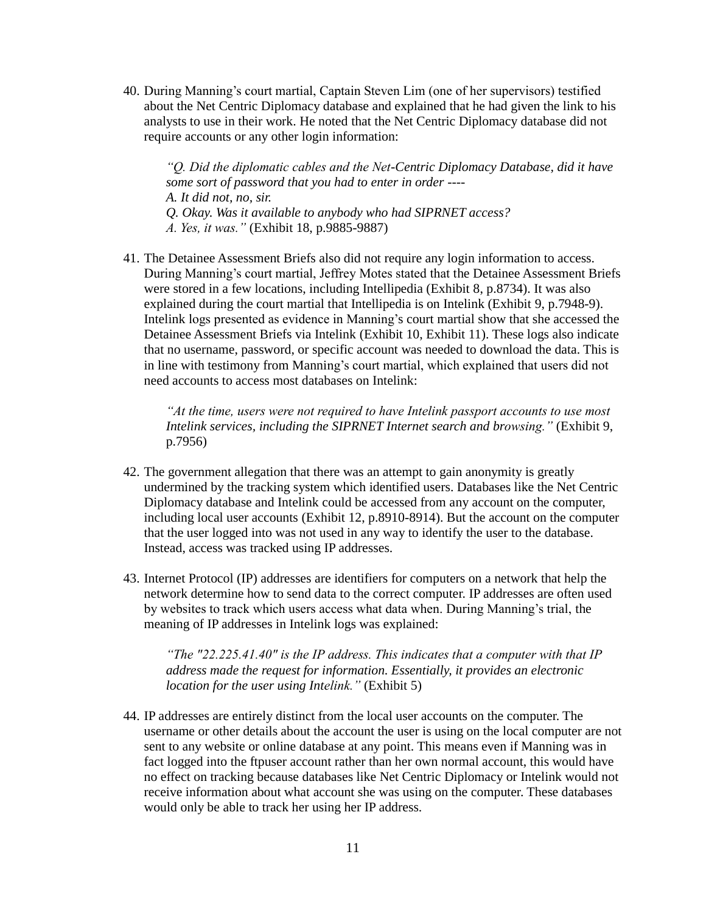40. During Manning's court martial, Captain Steven Lim (one of her supervisors) testified about the Net Centric Diplomacy database and explained that he had given the link to his analysts to use in their work. He noted that the Net Centric Diplomacy database did not require accounts or any other login information:

    *"Q. Did the diplomatic cables and the Net-Centric Diplomacy Database, did it have some sort of password that you had to enter in order ----*
    *A. It did not, no, sir.*
    *Q. Okay. Was it available to anybody who had SIPRNET access?*
    *A. Yes, it was."* (Exhibit 18, p.9885-9887)

41. The Detainee Assessment Briefs also did not require any login information to access. During Manning's court martial, Jeffrey Motes stated that the Detainee Assessment Briefs were stored in a few locations, including Intellipedia (Exhibit 8, p.8734). It was also explained during the court martial that Intellipedia is on Intelink (Exhibit 9, p.7948-9). Intelink logs presented as evidence in Manning's court martial show that she accessed the Detainee Assessment Briefs via Intelink (Exhibit 10, Exhibit 11). These logs also indicate that no username, password, or specific account was needed to download the data. This is in line with testimony from Manning's court martial, which explained that users did not need accounts to access most databases on Intelink:

    *"At the time, users were not required to have Intelink passport accounts to use most Intelink services, including the SIPRNET Internet search and browsing."* (Exhibit 9, p.7956)

42. The government allegation that there was an attempt to gain anonymity is greatly undermined by the tracking system which identified users. Databases like the Net Centric Diplomacy database and Intelink could be accessed from any account on the computer, including local user accounts (Exhibit 12, p.8910-8914). But the account on the computer that the user logged into was not used in any way to identify the user to the database. Instead, access was tracked using IP addresses.

43. Internet Protocol (IP) addresses are identifiers for computers on a network that help the network determine how to send data to the correct computer. IP addresses are often used by websites to track which users access what data when. During Manning's trial, the meaning of IP addresses in Intelink logs was explained:

    *"The "22.225.41.40" is the IP address. This indicates that a computer with that IP address made the request for information. Essentially, it provides an electronic location for the user using Intelink."* (Exhibit 5)

44. IP addresses are entirely distinct from the local user accounts on the computer. The username or other details about the account the user is using on the local computer are not sent to any website or online database at any point. This means even if Manning was in fact logged into the ftpuser account rather than her own normal account, this would have no effect on tracking because databases like Net Centric Diplomacy or Intelink would not receive information about what account she was using on the computer. These databases would only be able to track her using her IP address.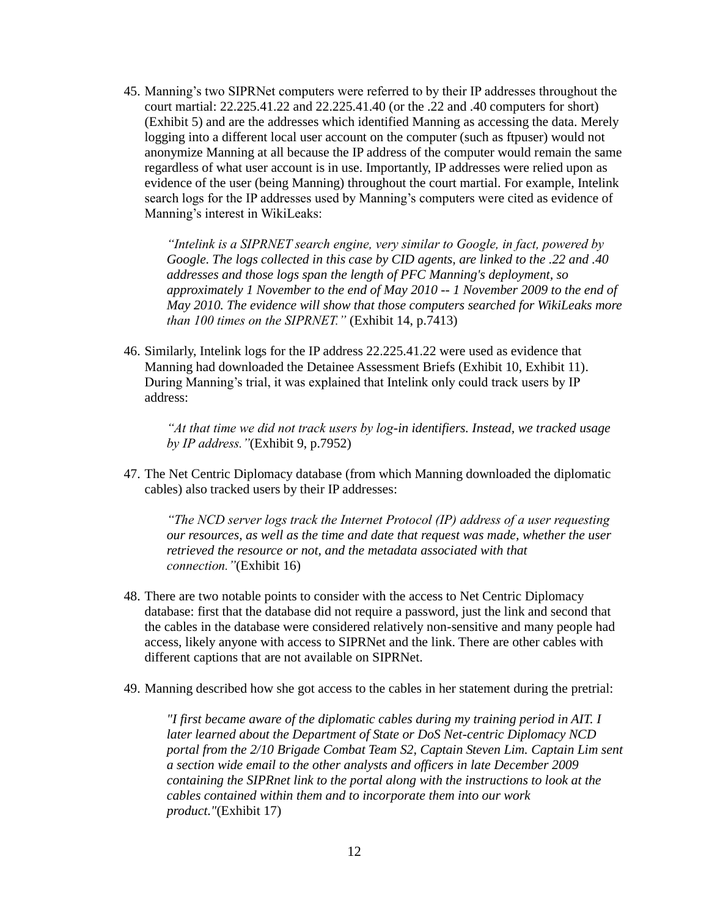45. Manning's two SIPRNet computers were referred to by their IP addresses throughout the court martial: 22.225.41.22 and 22.225.41.40 (or the .22 and .40 computers for short) (Exhibit 5) and are the addresses which identified Manning as accessing the data. Merely logging into a different local user account on the computer (such as ftpuser) would not anonymize Manning at all because the IP address of the computer would remain the same regardless of what user account is in use. Importantly, IP addresses were relied upon as evidence of the user (being Manning) throughout the court martial. For example, Intelink search logs for the IP addresses used by Manning's computers were cited as evidence of Manning's interest in WikiLeaks:

   *"Intelink is a SIPRNET search engine, very similar to Google, in fact, powered by Google. The logs collected in this case by CID agents, are linked to the .22 and .40 addresses and those logs span the length of PFC Manning's deployment, so approximately 1 November to the end of May 2010 -- 1 November 2009 to the end of May 2010. The evidence will show that those computers searched for WikiLeaks more than 100 times on the SIPRNET."* (Exhibit 14, p.7413)

46. Similarly, Intelink logs for the IP address 22.225.41.22 were used as evidence that Manning had downloaded the Detainee Assessment Briefs (Exhibit 10, Exhibit 11). During Manning's trial, it was explained that Intelink only could track users by IP address:

   *"At that time we did not track users by log-in identifiers. Instead, we tracked usage by IP address."*(Exhibit 9, p.7952)

47. The Net Centric Diplomacy database (from which Manning downloaded the diplomatic cables) also tracked users by their IP addresses:

   *"The NCD server logs track the Internet Protocol (IP) address of a user requesting our resources, as well as the time and date that request was made, whether the user retrieved the resource or not, and the metadata associated with that connection."*(Exhibit 16)

48. There are two notable points to consider with the access to Net Centric Diplomacy database: first that the database did not require a password, just the link and second that the cables in the database were considered relatively non-sensitive and many people had access, likely anyone with access to SIPRNet and the link. There are other cables with different captions that are not available on SIPRNet.

49. Manning described how she got access to the cables in her statement during the pretrial:

   *"I first became aware of the diplomatic cables during my training period in AIT. I later learned about the Department of State or DoS Net-centric Diplomacy NCD portal from the 2/10 Brigade Combat Team S2, Captain Steven Lim. Captain Lim sent a section wide email to the other analysts and officers in late December 2009 containing the SIPRnet link to the portal along with the instructions to look at the cables contained within them and to incorporate them into our work product."*(Exhibit 17)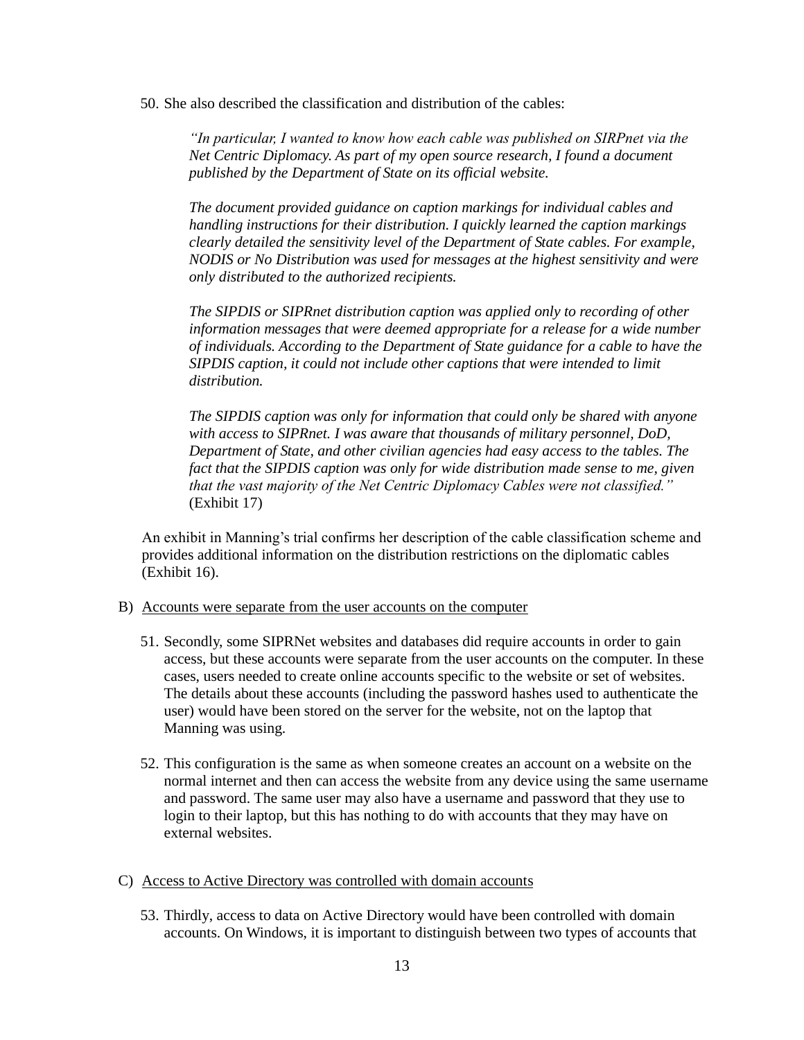50. She also described the classification and distribution of the cables:

> *"In particular, I wanted to know how each cable was published on SIRPnet via the Net Centric Diplomacy. As part of my open source research, I found a document published by the Department of State on its official website.*
>
> *The document provided guidance on caption markings for individual cables and handling instructions for their distribution. I quickly learned the caption markings clearly detailed the sensitivity level of the Department of State cables. For example, NODIS or No Distribution was used for messages at the highest sensitivity and were only distributed to the authorized recipients.*
>
> *The SIPDIS or SIPRnet distribution caption was applied only to recording of other information messages that were deemed appropriate for a release for a wide number of individuals. According to the Department of State guidance for a cable to have the SIPDIS caption, it could not include other captions that were intended to limit distribution.*
>
> *The SIPDIS caption was only for information that could only be shared with anyone with access to SIPRnet. I was aware that thousands of military personnel, DoD, Department of State, and other civilian agencies had easy access to the tables. The fact that the SIPDIS caption was only for wide distribution made sense to me, given that the vast majority of the Net Centric Diplomacy Cables were not classified."* (Exhibit 17)

An exhibit in Manning's trial confirms her description of the cable classification scheme and provides additional information on the distribution restrictions on the diplomatic cables (Exhibit 16).

B) <u>Accounts were separate from the user accounts on the computer</u>

51. Secondly, some SIPRNet websites and databases did require accounts in order to gain access, but these accounts were separate from the user accounts on the computer. In these cases, users needed to create online accounts specific to the website or set of websites. The details about these accounts (including the password hashes used to authenticate the user) would have been stored on the server for the website, not on the laptop that Manning was using.

52. This configuration is the same as when someone creates an account on a website on the normal internet and then can access the website from any device using the same username and password. The same user may also have a username and password that they use to login to their laptop, but this has nothing to do with accounts that they may have on external websites.

C) <u>Access to Active Directory was controlled with domain accounts</u>

53. Thirdly, access to data on Active Directory would have been controlled with domain accounts. On Windows, it is important to distinguish between two types of accounts that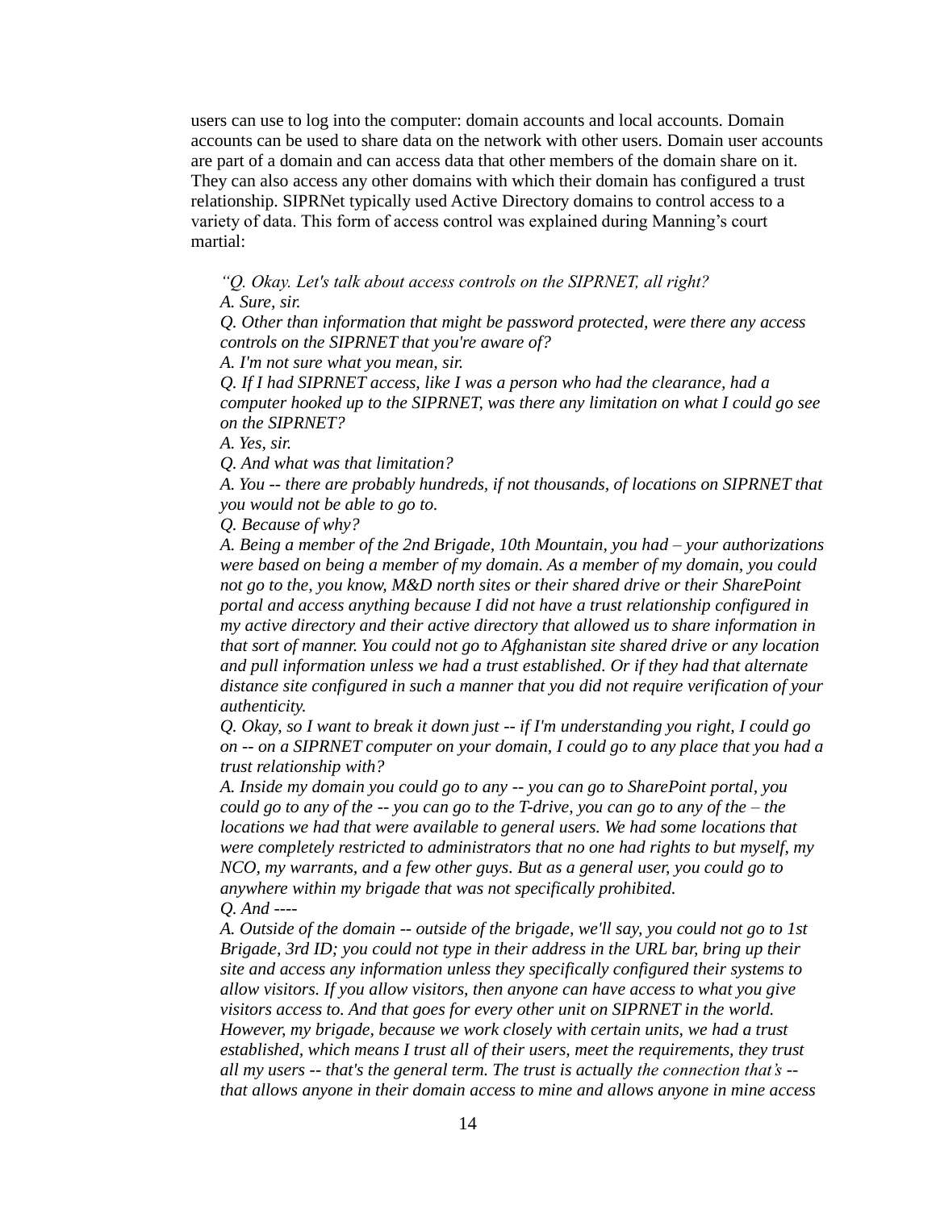users can use to log into the computer: domain accounts and local accounts. Domain accounts can be used to share data on the network with other users. Domain user accounts are part of a domain and can access data that other members of the domain share on it. They can also access any other domains with which their domain has configured a trust relationship. SIPRNet typically used Active Directory domains to control access to a variety of data. This form of access control was explained during Manning's court martial:

> *"Q. Okay. Let's talk about access controls on the SIPRNET, all right?*
> *A. Sure, sir.*
> *Q. Other than information that might be password protected, were there any access controls on the SIPRNET that you're aware of?*
> *A. I'm not sure what you mean, sir.*
> *Q. If I had SIPRNET access, like I was a person who had the clearance, had a computer hooked up to the SIPRNET, was there any limitation on what I could go see on the SIPRNET?*
> *A. Yes, sir.*
> *Q. And what was that limitation?*
> *A. You -- there are probably hundreds, if not thousands, of locations on SIPRNET that you would not be able to go to.*
> *Q. Because of why?*
> *A. Being a member of the 2nd Brigade, 10th Mountain, you had – your authorizations were based on being a member of my domain. As a member of my domain, you could not go to the, you know, M&D north sites or their shared drive or their SharePoint portal and access anything because I did not have a trust relationship configured in my active directory and their active directory that allowed us to share information in that sort of manner. You could not go to Afghanistan site shared drive or any location and pull information unless we had a trust established. Or if they had that alternate distance site configured in such a manner that you did not require verification of your authenticity.*
> *Q. Okay, so I want to break it down just -- if I'm understanding you right, I could go on -- on a SIPRNET computer on your domain, I could go to any place that you had a trust relationship with?*
> *A. Inside my domain you could go to any -- you can go to SharePoint portal, you could go to any of the -- you can go to the T-drive, you can go to any of the – the locations we had that were available to general users. We had some locations that were completely restricted to administrators that no one had rights to but myself, my NCO, my warrants, and a few other guys. But as a general user, you could go to anywhere within my brigade that was not specifically prohibited.*
> *Q. And ----*
> *A. Outside of the domain -- outside of the brigade, we'll say, you could not go to 1st Brigade, 3rd ID; you could not type in their address in the URL bar, bring up their site and access any information unless they specifically configured their systems to allow visitors. If you allow visitors, then anyone can have access to what you give visitors access to. And that goes for every other unit on SIPRNET in the world. However, my brigade, because we work closely with certain units, we had a trust established, which means I trust all of their users, meet the requirements, they trust all my users -- that's the general term. The trust is actually the connection that's -- that allows anyone in their domain access to mine and allows anyone in mine access*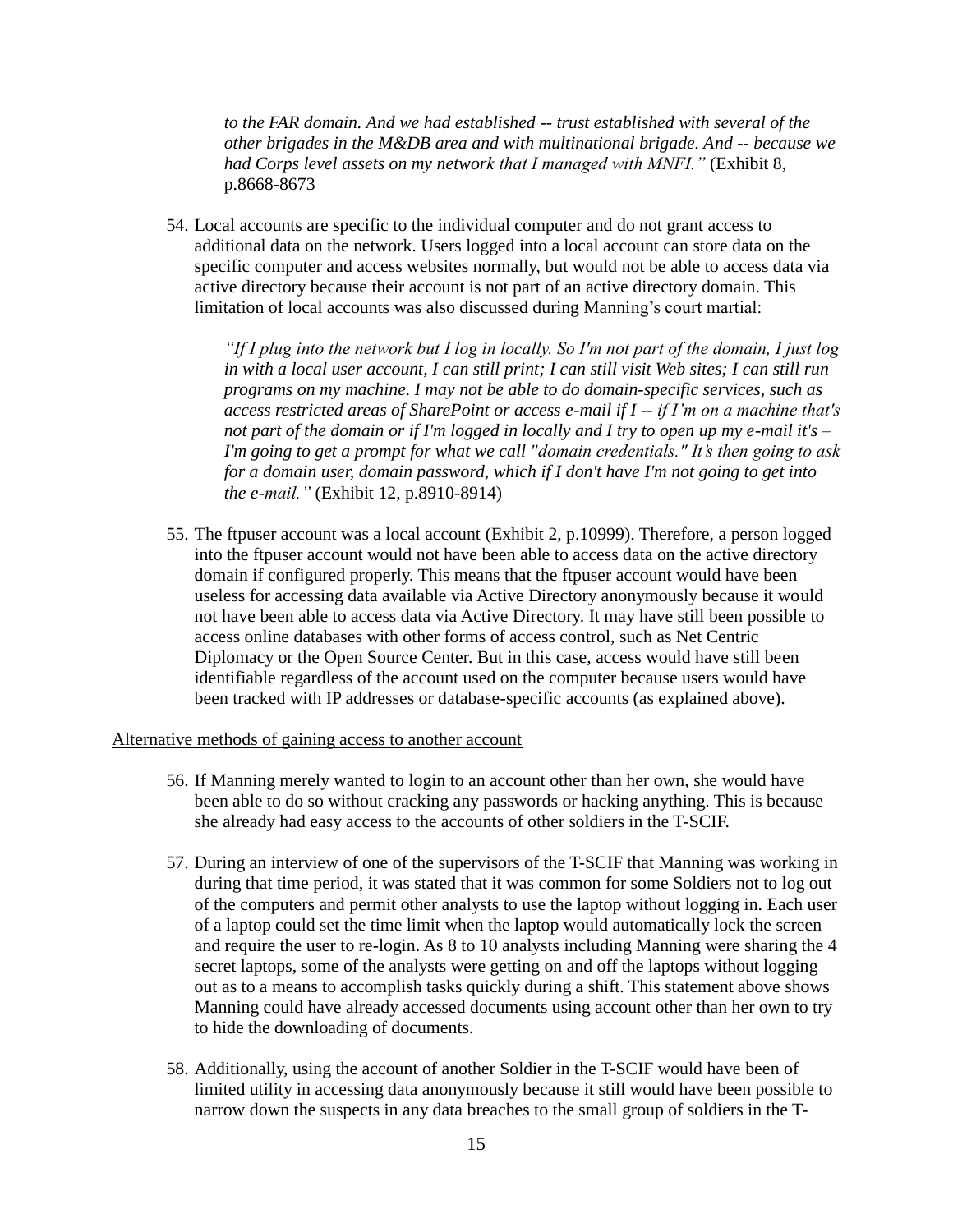*to the FAR domain. And we had established -- trust established with several of the other brigades in the M&DB area and with multinational brigade. And -- because we had Corps level assets on my network that I managed with MNFI."* (Exhibit 8, p.8668-8673

54. Local accounts are specific to the individual computer and do not grant access to additional data on the network. Users logged into a local account can store data on the specific computer and access websites normally, but would not be able to access data via active directory because their account is not part of an active directory domain. This limitation of local accounts was also discussed during Manning's court martial:

    *"If I plug into the network but I log in locally. So I'm not part of the domain, I just log in with a local user account, I can still print; I can still visit Web sites; I can still run programs on my machine. I may not be able to do domain-specific services, such as access restricted areas of SharePoint or access e-mail if I -- if I'm on a machine that's not part of the domain or if I'm logged in locally and I try to open up my e-mail it's – I'm going to get a prompt for what we call "domain credentials." It's then going to ask for a domain user, domain password, which if I don't have I'm not going to get into the e-mail."* (Exhibit 12, p.8910-8914)

55. The ftpuser account was a local account (Exhibit 2, p.10999). Therefore, a person logged into the ftpuser account would not have been able to access data on the active directory domain if configured properly. This means that the ftpuser account would have been useless for accessing data available via Active Directory anonymously because it would not have been able to access data via Active Directory. It may have still been possible to access online databases with other forms of access control, such as Net Centric Diplomacy or the Open Source Center. But in this case, access would have still been identifiable regardless of the account used on the computer because users would have been tracked with IP addresses or database-specific accounts (as explained above).

Alternative methods of gaining access to another account

56. If Manning merely wanted to login to an account other than her own, she would have been able to do so without cracking any passwords or hacking anything. This is because she already had easy access to the accounts of other soldiers in the T-SCIF.

57. During an interview of one of the supervisors of the T-SCIF that Manning was working in during that time period, it was stated that it was common for some Soldiers not to log out of the computers and permit other analysts to use the laptop without logging in. Each user of a laptop could set the time limit when the laptop would automatically lock the screen and require the user to re-login. As 8 to 10 analysts including Manning were sharing the 4 secret laptops, some of the analysts were getting on and off the laptops without logging out as to a means to accomplish tasks quickly during a shift. This statement above shows Manning could have already accessed documents using account other than her own to try to hide the downloading of documents.

58. Additionally, using the account of another Soldier in the T-SCIF would have been of limited utility in accessing data anonymously because it still would have been possible to narrow down the suspects in any data breaches to the small group of soldiers in the T-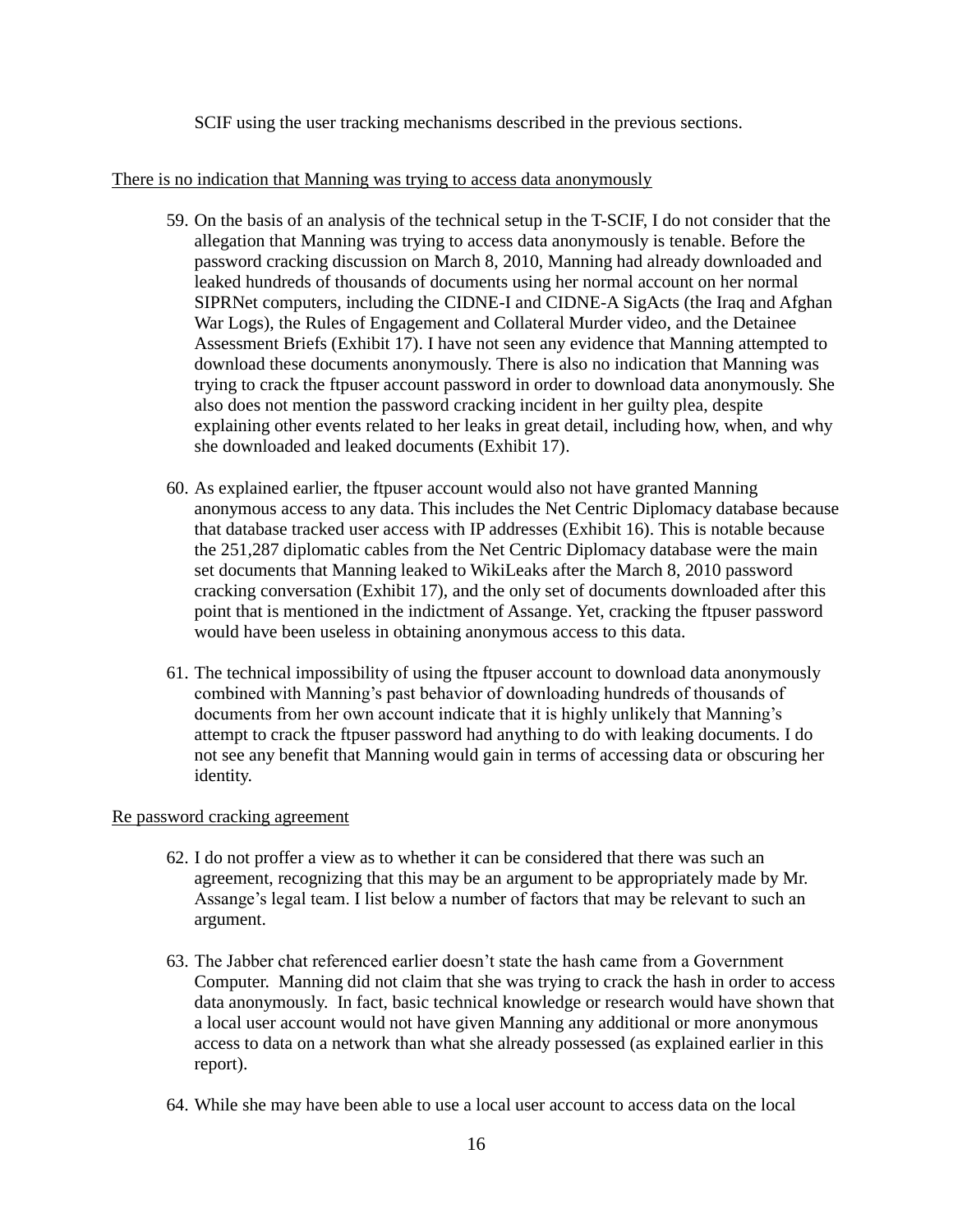SCIF using the user tracking mechanisms described in the previous sections.

<u>There is no indication that Manning was trying to access data anonymously</u>

59. On the basis of an analysis of the technical setup in the T-SCIF, I do not consider that the allegation that Manning was trying to access data anonymously is tenable. Before the password cracking discussion on March 8, 2010, Manning had already downloaded and leaked hundreds of thousands of documents using her normal account on her normal SIPRNet computers, including the CIDNE-I and CIDNE-A SigActs (the Iraq and Afghan War Logs), the Rules of Engagement and Collateral Murder video, and the Detainee Assessment Briefs (Exhibit 17). I have not seen any evidence that Manning attempted to download these documents anonymously. There is also no indication that Manning was trying to crack the ftpuser account password in order to download data anonymously. She also does not mention the password cracking incident in her guilty plea, despite explaining other events related to her leaks in great detail, including how, when, and why she downloaded and leaked documents (Exhibit 17).

60. As explained earlier, the ftpuser account would also not have granted Manning anonymous access to any data. This includes the Net Centric Diplomacy database because that database tracked user access with IP addresses (Exhibit 16). This is notable because the 251,287 diplomatic cables from the Net Centric Diplomacy database were the main set documents that Manning leaked to WikiLeaks after the March 8, 2010 password cracking conversation (Exhibit 17), and the only set of documents downloaded after this point that is mentioned in the indictment of Assange. Yet, cracking the ftpuser password would have been useless in obtaining anonymous access to this data.

61. The technical impossibility of using the ftpuser account to download data anonymously combined with Manning's past behavior of downloading hundreds of thousands of documents from her own account indicate that it is highly unlikely that Manning's attempt to crack the ftpuser password had anything to do with leaking documents. I do not see any benefit that Manning would gain in terms of accessing data or obscuring her identity.

<u>Re password cracking agreement</u>

62. I do not proffer a view as to whether it can be considered that there was such an agreement, recognizing that this may be an argument to be appropriately made by Mr. Assange's legal team. I list below a number of factors that may be relevant to such an argument.

63. The Jabber chat referenced earlier doesn't state the hash came from a Government Computer. Manning did not claim that she was trying to crack the hash in order to access data anonymously. In fact, basic technical knowledge or research would have shown that a local user account would not have given Manning any additional or more anonymous access to data on a network than what she already possessed (as explained earlier in this report).

64. While she may have been able to use a local user account to access data on the local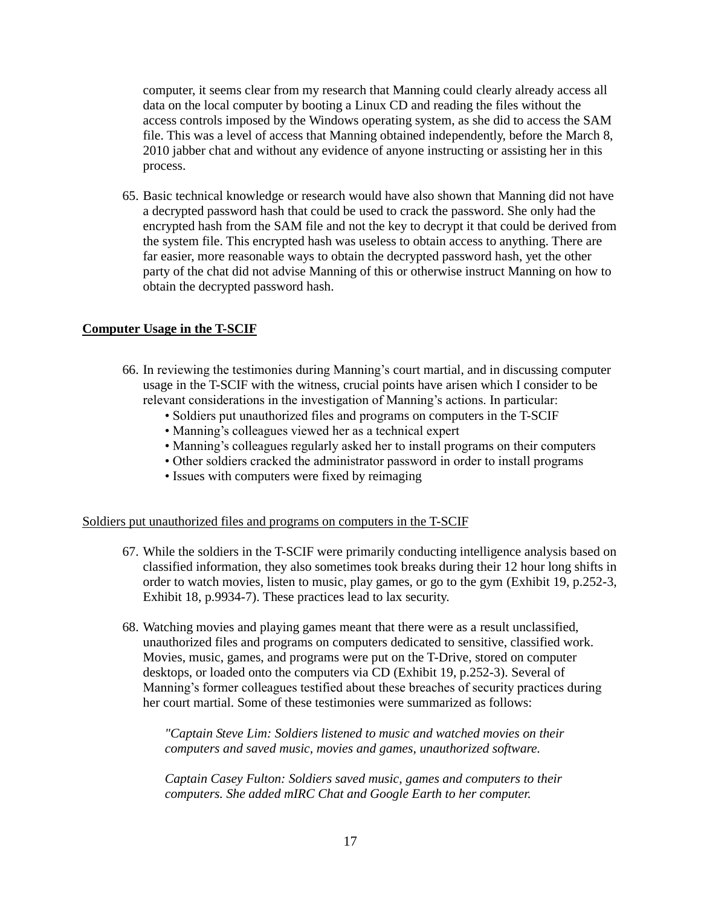computer, it seems clear from my research that Manning could clearly already access all data on the local computer by booting a Linux CD and reading the files without the access controls imposed by the Windows operating system, as she did to access the SAM file. This was a level of access that Manning obtained independently, before the March 8, 2010 jabber chat and without any evidence of anyone instructing or assisting her in this process.

65. Basic technical knowledge or research would have also shown that Manning did not have a decrypted password hash that could be used to crack the password. She only had the encrypted hash from the SAM file and not the key to decrypt it that could be derived from the system file. This encrypted hash was useless to obtain access to anything. There are far easier, more reasonable ways to obtain the decrypted password hash, yet the other party of the chat did not advise Manning of this or otherwise instruct Manning on how to obtain the decrypted password hash.

**<u>Computer Usage in the T-SCIF</u>**

66. In reviewing the testimonies during Manning's court martial, and in discussing computer usage in the T-SCIF with the witness, crucial points have arisen which I consider to be relevant considerations in the investigation of Manning's actions. In particular:
    - Soldiers put unauthorized files and programs on computers in the T-SCIF
    - Manning's colleagues viewed her as a technical expert
    - Manning's colleagues regularly asked her to install programs on their computers
    - Other soldiers cracked the administrator password in order to install programs
    - Issues with computers were fixed by reimaging

<u>Soldiers put unauthorized files and programs on computers in the T-SCIF</u>

67. While the soldiers in the T-SCIF were primarily conducting intelligence analysis based on classified information, they also sometimes took breaks during their 12 hour long shifts in order to watch movies, listen to music, play games, or go to the gym (Exhibit 19, p.252-3, Exhibit 18, p.9934-7). These practices lead to lax security.

68. Watching movies and playing games meant that there were as a result unclassified, unauthorized files and programs on computers dedicated to sensitive, classified work. Movies, music, games, and programs were put on the T-Drive, stored on computer desktops, or loaded onto the computers via CD (Exhibit 19, p.252-3). Several of Manning's former colleagues testified about these breaches of security practices during her court martial. Some of these testimonies were summarized as follows:

    *"Captain Steve Lim: Soldiers listened to music and watched movies on their computers and saved music, movies and games, unauthorized software.*

    *Captain Casey Fulton: Soldiers saved music, games and computers to their computers. She added mIRC Chat and Google Earth to her computer.*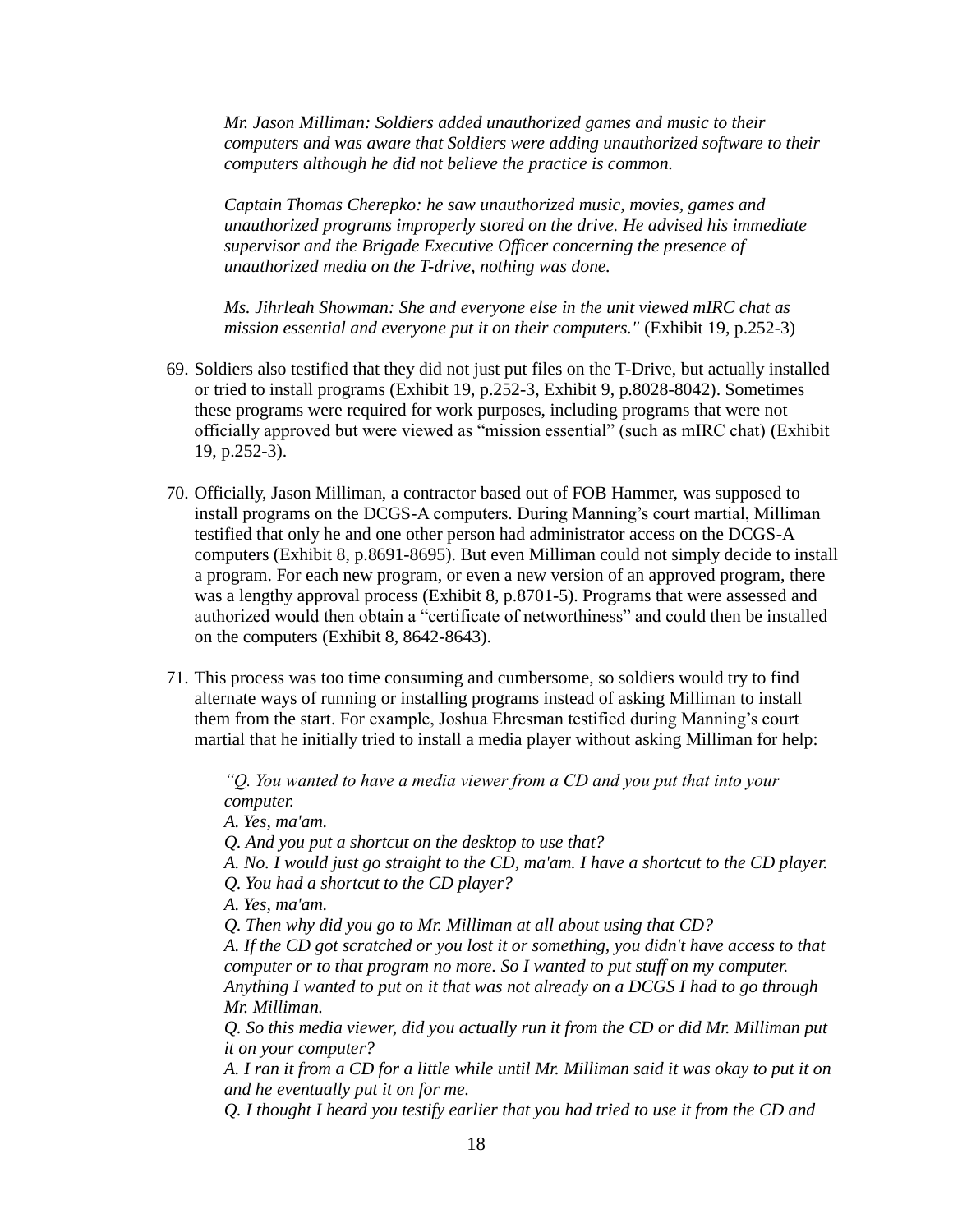*Mr. Jason Milliman: Soldiers added unauthorized games and music to their computers and was aware that Soldiers were adding unauthorized software to their computers although he did not believe the practice is common.*

*Captain Thomas Cherepko: he saw unauthorized music, movies, games and unauthorized programs improperly stored on the drive. He advised his immediate supervisor and the Brigade Executive Officer concerning the presence of unauthorized media on the T-drive, nothing was done.*

*Ms. Jihrleah Showman: She and everyone else in the unit viewed mIRC chat as mission essential and everyone put it on their computers."* (Exhibit 19, p.252-3)

69. Soldiers also testified that they did not just put files on the T-Drive, but actually installed or tried to install programs (Exhibit 19, p.252-3, Exhibit 9, p.8028-8042). Sometimes these programs were required for work purposes, including programs that were not officially approved but were viewed as "mission essential" (such as mIRC chat) (Exhibit 19, p.252-3).

70. Officially, Jason Milliman, a contractor based out of FOB Hammer, was supposed to install programs on the DCGS-A computers. During Manning's court martial, Milliman testified that only he and one other person had administrator access on the DCGS-A computers (Exhibit 8, p.8691-8695). But even Milliman could not simply decide to install a program. For each new program, or even a new version of an approved program, there was a lengthy approval process (Exhibit 8, p.8701-5). Programs that were assessed and authorized would then obtain a "certificate of networthiness" and could then be installed on the computers (Exhibit 8, 8642-8643).

71. This process was too time consuming and cumbersome, so soldiers would try to find alternate ways of running or installing programs instead of asking Milliman to install them from the start. For example, Joshua Ehresman testified during Manning's court martial that he initially tried to install a media player without asking Milliman for help:

*"Q. You wanted to have a media viewer from a CD and you put that into your computer.*
*A. Yes, ma'am.*
*Q. And you put a shortcut on the desktop to use that?*
*A. No. I would just go straight to the CD, ma'am. I have a shortcut to the CD player.*
*Q. You had a shortcut to the CD player?*
*A. Yes, ma'am.*
*Q. Then why did you go to Mr. Milliman at all about using that CD?*
*A. If the CD got scratched or you lost it or something, you didn't have access to that computer or to that program no more. So I wanted to put stuff on my computer. Anything I wanted to put on it that was not already on a DCGS I had to go through Mr. Milliman.*
*Q. So this media viewer, did you actually run it from the CD or did Mr. Milliman put it on your computer?*
*A. I ran it from a CD for a little while until Mr. Milliman said it was okay to put it on and he eventually put it on for me.*
*Q. I thought I heard you testify earlier that you had tried to use it from the CD and*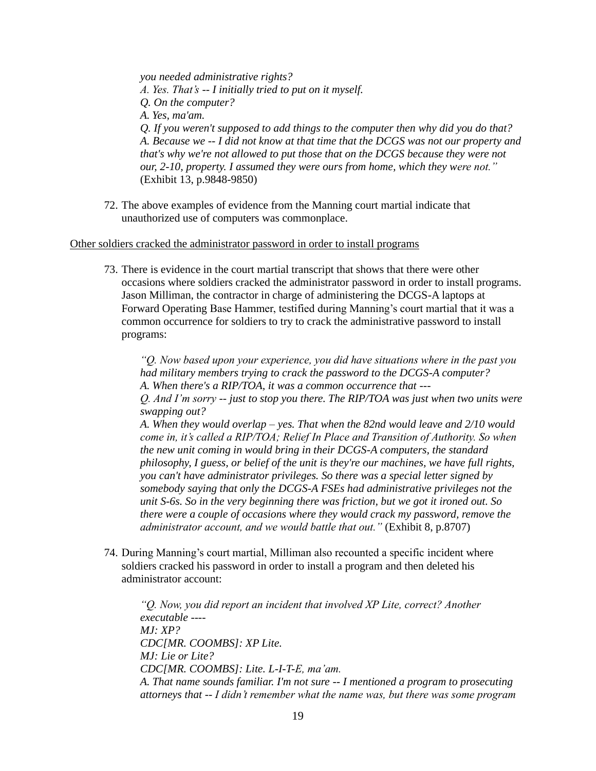*you needed administrative rights?*
*A. Yes. That's -- I initially tried to put on it myself.*
*Q. On the computer?*
*A. Yes, ma'am.*
*Q. If you weren't supposed to add things to the computer then why did you do that?*
*A. Because we -- I did not know at that time that the DCGS was not our property and that's why we're not allowed to put those that on the DCGS because they were not our, 2-10, property. I assumed they were ours from home, which they were not."* (Exhibit 13, p.9848-9850)

72. The above examples of evidence from the Manning court martial indicate that unauthorized use of computers was commonplace.

<u>Other soldiers cracked the administrator password in order to install programs</u>

73. There is evidence in the court martial transcript that shows that there were other occasions where soldiers cracked the administrator password in order to install programs. Jason Milliman, the contractor in charge of administering the DCGS-A laptops at Forward Operating Base Hammer, testified during Manning's court martial that it was a common occurrence for soldiers to try to crack the administrative password to install programs:

   *"Q. Now based upon your experience, you did have situations where in the past you had military members trying to crack the password to the DCGS-A computer?*
   *A. When there's a RIP/TOA, it was a common occurrence that ---*
   *Q. And I'm sorry -- just to stop you there. The RIP/TOA was just when two units were swapping out?*
   *A. When they would overlap – yes. That when the 82nd would leave and 2/10 would come in, it's called a RIP/TOA; Relief In Place and Transition of Authority. So when the new unit coming in would bring in their DCGS-A computers, the standard philosophy, I guess, or belief of the unit is they're our machines, we have full rights, you can't have administrator privileges. So there was a special letter signed by somebody saying that only the DCGS-A FSEs had administrative privileges not the unit S-6s. So in the very beginning there was friction, but we got it ironed out. So there were a couple of occasions where they would crack my password, remove the administrator account, and we would battle that out."* (Exhibit 8, p.8707)

74. During Manning's court martial, Milliman also recounted a specific incident where soldiers cracked his password in order to install a program and then deleted his administrator account:

   *"Q. Now, you did report an incident that involved XP Lite, correct? Another executable ----*
   *MJ: XP?*
   *CDC[MR. COOMBS]: XP Lite.*
   *MJ: Lie or Lite?*
   *CDC[MR. COOMBS]: Lite. L-I-T-E, ma'am.*
   *A. That name sounds familiar. I'm not sure -- I mentioned a program to prosecuting attorneys that -- I didn't remember what the name was, but there was some program*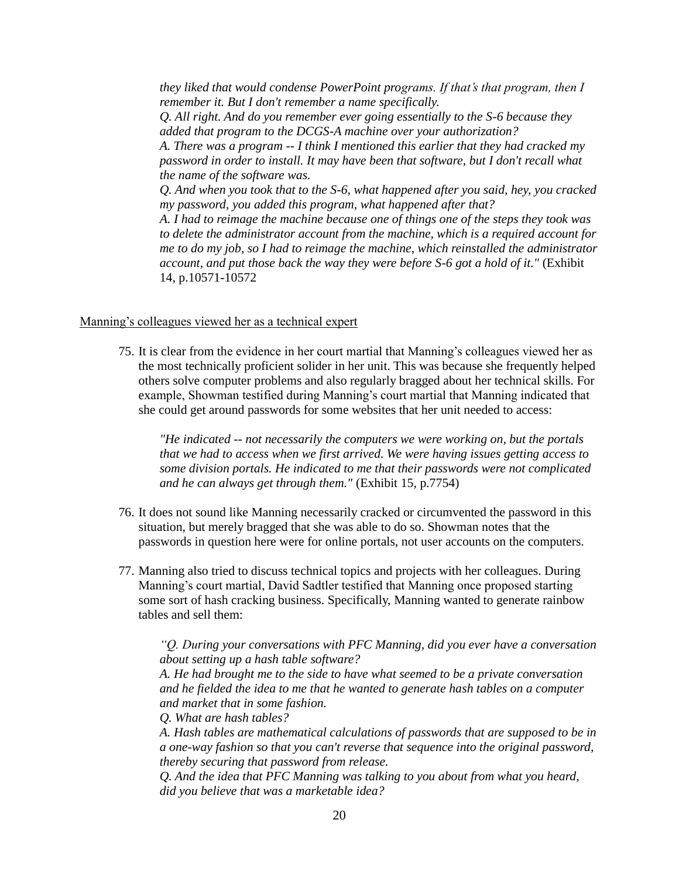*they liked that would condense PowerPoint programs. If that's that program, then I remember it. But I don't remember a name specifically.*
*Q. All right. And do you remember ever going essentially to the S-6 because they added that program to the DCGS-A machine over your authorization?*
*A. There was a program -- I think I mentioned this earlier that they had cracked my password in order to install. It may have been that software, but I don't recall what the name of the software was.*
*Q. And when you took that to the S-6, what happened after you said, hey, you cracked my password, you added this program, what happened after that?*
*A. I had to reimage the machine because one of things one of the steps they took was to delete the administrator account from the machine, which is a required account for me to do my job, so I had to reimage the machine, which reinstalled the administrator account, and put those back the way they were before S-6 got a hold of it."* (Exhibit 14, p.10571-10572

<u>Manning's colleagues viewed her as a technical expert</u>

75. It is clear from the evidence in her court martial that Manning's colleagues viewed her as the most technically proficient solider in her unit. This was because she frequently helped others solve computer problems and also regularly bragged about her technical skills. For example, Showman testified during Manning's court martial that Manning indicated that she could get around passwords for some websites that her unit needed to access:

    *"He indicated -- not necessarily the computers we were working on, but the portals that we had to access when we first arrived. We were having issues getting access to some division portals. He indicated to me that their passwords were not complicated and he can always get through them."* (Exhibit 15, p.7754)

76. It does not sound like Manning necessarily cracked or circumvented the password in this situation, but merely bragged that she was able to do so. Showman notes that the passwords in question here were for online portals, not user accounts on the computers.

77. Manning also tried to discuss technical topics and projects with her colleagues. During Manning's court martial, David Sadtler testified that Manning once proposed starting some sort of hash cracking business. Specifically, Manning wanted to generate rainbow tables and sell them:

    *"Q. During your conversations with PFC Manning, did you ever have a conversation about setting up a hash table software?*
    *A. He had brought me to the side to have what seemed to be a private conversation and he fielded the idea to me that he wanted to generate hash tables on a computer and market that in some fashion.*
    *Q. What are hash tables?*
    *A. Hash tables are mathematical calculations of passwords that are supposed to be in a one-way fashion so that you can't reverse that sequence into the original password, thereby securing that password from release.*
    *Q. And the idea that PFC Manning was talking to you about from what you heard, did you believe that was a marketable idea?*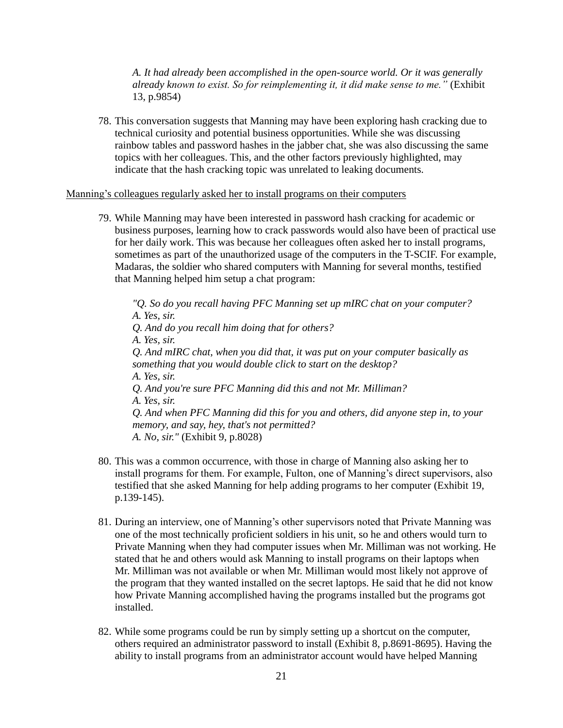*A. It had already been accomplished in the open-source world. Or it was generally already known to exist. So for reimplementing it, it did make sense to me."* (Exhibit 13, p.9854)

78. This conversation suggests that Manning may have been exploring hash cracking due to technical curiosity and potential business opportunities. While she was discussing rainbow tables and password hashes in the jabber chat, she was also discussing the same topics with her colleagues. This, and the other factors previously highlighted, may indicate that the hash cracking topic was unrelated to leaking documents.

<u>Manning's colleagues regularly asked her to install programs on their computers</u>

79. While Manning may have been interested in password hash cracking for academic or business purposes, learning how to crack passwords would also have been of practical use for her daily work. This was because her colleagues often asked her to install programs, sometimes as part of the unauthorized usage of the computers in the T-SCIF. For example, Madaras, the soldier who shared computers with Manning for several months, testified that Manning helped him setup a chat program:

    *"Q. So do you recall having PFC Manning set up mIRC chat on your computer?*
    *A. Yes, sir.*
    *Q. And do you recall him doing that for others?*
    *A. Yes, sir.*
    *Q. And mIRC chat, when you did that, it was put on your computer basically as something that you would double click to start on the desktop?*
    *A. Yes, sir.*
    *Q. And you're sure PFC Manning did this and not Mr. Milliman?*
    *A. Yes, sir.*
    *Q. And when PFC Manning did this for you and others, did anyone step in, to your memory, and say, hey, that's not permitted?*
    *A. No, sir."* (Exhibit 9, p.8028)

80. This was a common occurrence, with those in charge of Manning also asking her to install programs for them. For example, Fulton, one of Manning's direct supervisors, also testified that she asked Manning for help adding programs to her computer (Exhibit 19, p.139-145).

81. During an interview, one of Manning's other supervisors noted that Private Manning was one of the most technically proficient soldiers in his unit, so he and others would turn to Private Manning when they had computer issues when Mr. Milliman was not working. He stated that he and others would ask Manning to install programs on their laptops when Mr. Milliman was not available or when Mr. Milliman would most likely not approve of the program that they wanted installed on the secret laptops. He said that he did not know how Private Manning accomplished having the programs installed but the programs got installed.

82. While some programs could be run by simply setting up a shortcut on the computer, others required an administrator password to install (Exhibit 8, p.8691-8695). Having the ability to install programs from an administrator account would have helped Manning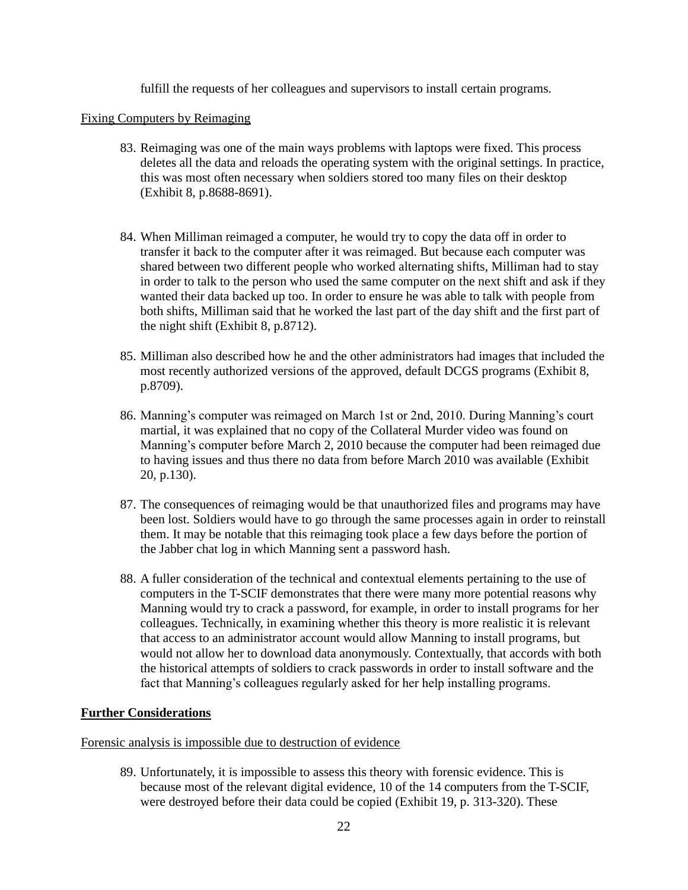fulfill the requests of her colleagues and supervisors to install certain programs.

Fixing Computers by Reimaging

83. Reimaging was one of the main ways problems with laptops were fixed. This process deletes all the data and reloads the operating system with the original settings. In practice, this was most often necessary when soldiers stored too many files on their desktop (Exhibit 8, p.8688-8691).

84. When Milliman reimaged a computer, he would try to copy the data off in order to transfer it back to the computer after it was reimaged. But because each computer was shared between two different people who worked alternating shifts, Milliman had to stay in order to talk to the person who used the same computer on the next shift and ask if they wanted their data backed up too. In order to ensure he was able to talk with people from both shifts, Milliman said that he worked the last part of the day shift and the first part of the night shift (Exhibit 8, p.8712).

85. Milliman also described how he and the other administrators had images that included the most recently authorized versions of the approved, default DCGS programs (Exhibit 8, p.8709).

86. Manning's computer was reimaged on March 1st or 2nd, 2010. During Manning's court martial, it was explained that no copy of the Collateral Murder video was found on Manning's computer before March 2, 2010 because the computer had been reimaged due to having issues and thus there no data from before March 2010 was available (Exhibit 20, p.130).

87. The consequences of reimaging would be that unauthorized files and programs may have been lost. Soldiers would have to go through the same processes again in order to reinstall them. It may be notable that this reimaging took place a few days before the portion of the Jabber chat log in which Manning sent a password hash.

88. A fuller consideration of the technical and contextual elements pertaining to the use of computers in the T-SCIF demonstrates that there were many more potential reasons why Manning would try to crack a password, for example, in order to install programs for her colleagues. Technically, in examining whether this theory is more realistic it is relevant that access to an administrator account would allow Manning to install programs, but would not allow her to download data anonymously. Contextually, that accords with both the historical attempts of soldiers to crack passwords in order to install software and the fact that Manning's colleagues regularly asked for her help installing programs.

## Further Considerations

Forensic analysis is impossible due to destruction of evidence

89. Unfortunately, it is impossible to assess this theory with forensic evidence. This is because most of the relevant digital evidence, 10 of the 14 computers from the T-SCIF, were destroyed before their data could be copied (Exhibit 19, p. 313-320). These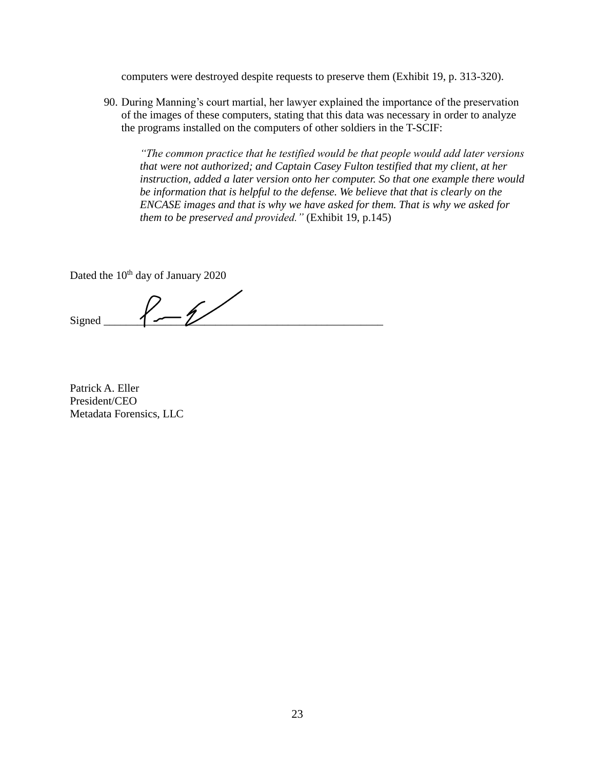computers were destroyed despite requests to preserve them (Exhibit 19, p. 313-320).

90. During Manning's court martial, her lawyer explained the importance of the preservation of the images of these computers, stating that this data was necessary in order to analyze the programs installed on the computers of other soldiers in the T-SCIF:

> *"The common practice that he testified would be that people would add later versions that were not authorized; and Captain Casey Fulton testified that my client, at her instruction, added a later version onto her computer. So that one example there would be information that is helpful to the defense. We believe that that is clearly on the ENCASE images and that is why we have asked for them. That is why we asked for them to be preserved and provided."* (Exhibit 19, p.145)

Dated the 10th day of January 2020

Signed ________________________________________________

Patrick A. Eller
President/CEO
Metadata Forensics, LLC